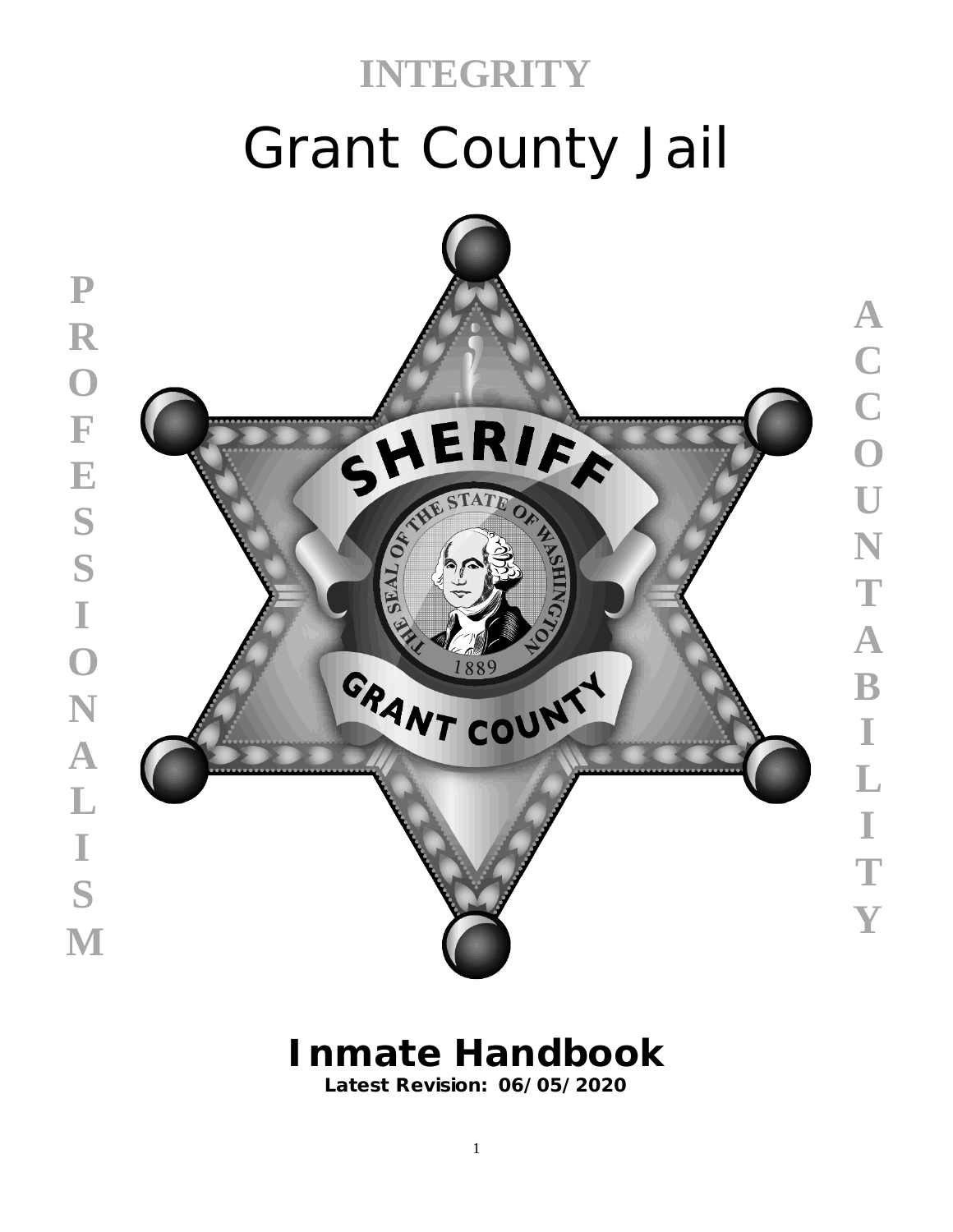INTEGRITY

# Grant County Jail

PROFESSIONALISM

ACCOUNTABILITY

# Inmate Handbook

**Latest Revision: 06/05/2020**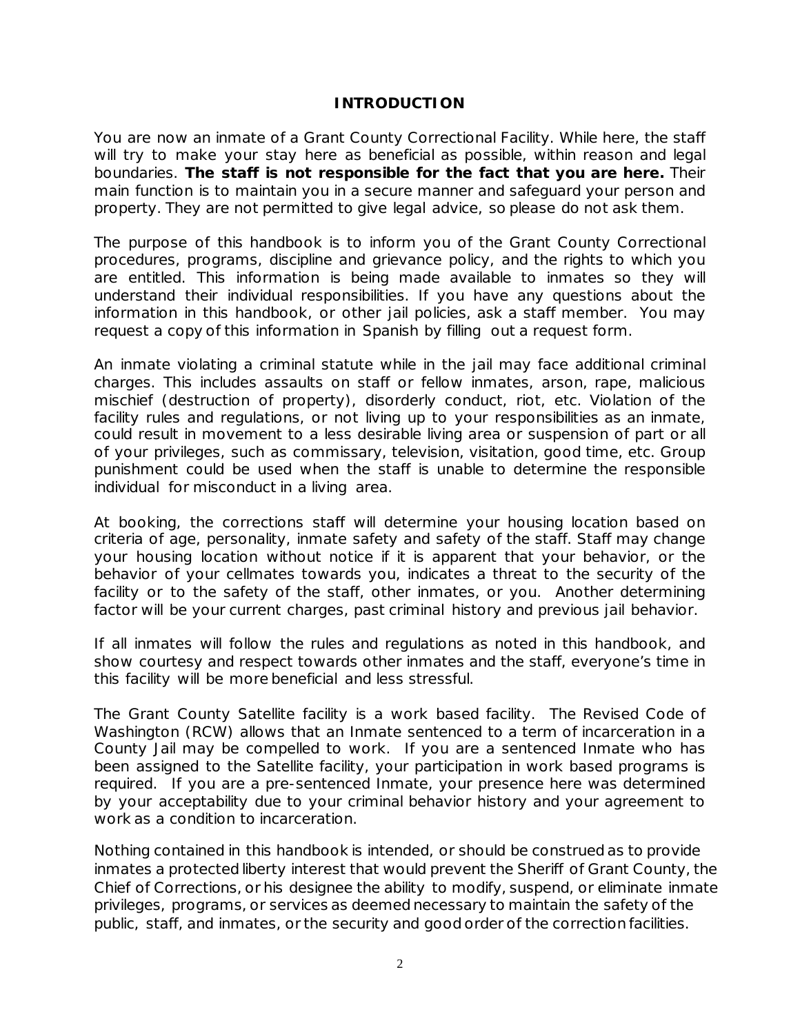# INTRODUCTION

You are now an inmate of a Grant County Correctional Facility. While here, the staff will try to make your stay here as beneficial as possible, within reason and legal boundaries. **The staff is not responsible for the fact that you are here.** Their main function is to maintain you in a secure manner and safeguard your person and property. They are not permitted to give legal advice, so please do not ask them.

The purpose of this handbook is to inform you of the Grant County Correctional procedures, programs, discipline and grievance policy, and the rights to which you are entitled. This information is being made available to inmates so they will understand their individual responsibilities. If you have any questions about the information in this handbook, or other jail policies, ask a staff member. You may request a copy of this information in Spanish by filling out a request form.

An inmate violating a criminal statute while in the jail may face additional criminal charges. This includes assaults on staff or fellow inmates, arson, rape, malicious mischief (destruction of property), disorderly conduct, riot, etc. Violation of the facility rules and regulations, or not living up to your responsibilities as an inmate, could result in movement to a less desirable living area or suspension of part or all of your privileges, such as commissary, television, visitation, good time, etc. Group punishment could be used when the staff is unable to determine the responsible individual for misconduct in a living area.

At booking, the corrections staff will determine your housing location based on criteria of age, personality, inmate safety and safety of the staff. Staff may change your housing location without notice if it is apparent that your behavior, or the behavior of your cellmates towards you, indicates a threat to the security of the facility or to the safety of the staff, other inmates, or you. Another determining factor will be your current charges, past criminal history and previous jail behavior.

If all inmates will follow the rules and regulations as noted in this handbook, and show courtesy and respect towards other inmates and the staff, everyone's time in this facility will be more beneficial and less stressful.

The Grant County Satellite facility is a work based facility. The Revised Code of Washington (RCW) allows that an Inmate sentenced to a term of incarceration in a County Jail may be compelled to work. If you are a sentenced Inmate who has been assigned to the Satellite facility, your participation in work based programs is required. If you are a pre-sentenced Inmate, your presence here was determined by your acceptability due to your criminal behavior history and your agreement to work as a condition to incarceration.

Nothing contained in this handbook is intended, or should be construed as to provide inmates a protected liberty interest that would prevent the Sheriff of Grant County, the Chief of Corrections, or his designee the ability to modify, suspend, or eliminate inmate privileges, programs, or services as deemed necessary to maintain the safety of the public, staff, and inmates, or the security and good order of the correction facilities.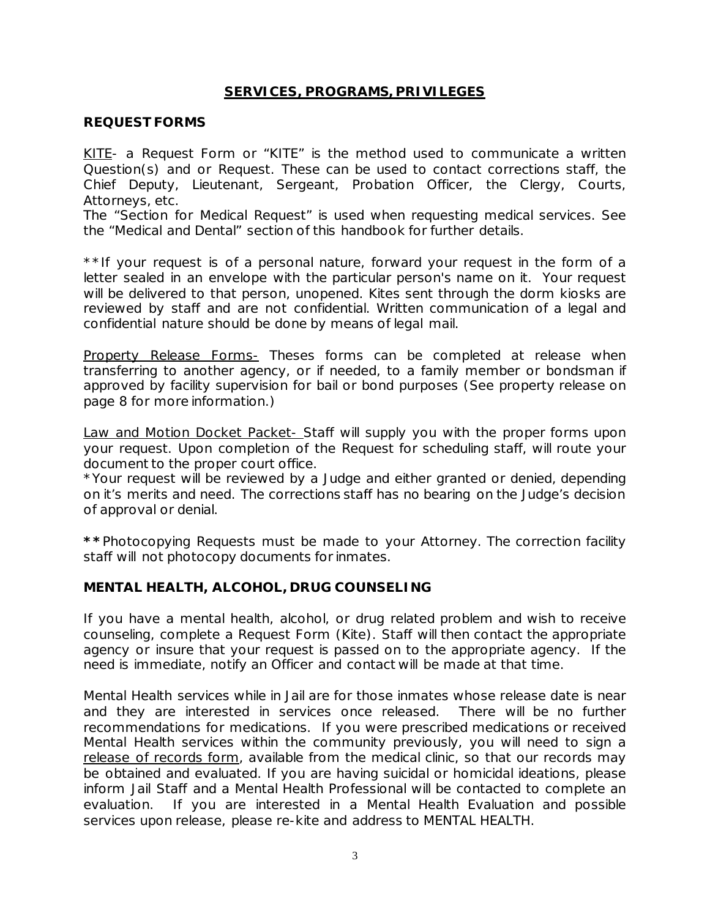## SERVICES, PROGRAMS, PRIVILEGES

### REQUEST FORMS

KITE- a Request Form or "KITE" is the method used to communicate a written Question(s) and or Request. These can be used to contact corrections staff, the Chief Deputy, Lieutenant, Sergeant, Probation Officer, the Clergy, Courts, Attorneys, etc.
The "Section for Medical Request" is used when requesting medical services. See the "Medical and Dental" section of this handbook for further details.

**If your request is of a personal nature, forward your request in the form of a letter sealed in an envelope with the particular person's name on it. Your request will be delivered to that person, unopened. Kites sent through the dorm kiosks are reviewed by staff and are not confidential. Written communication of a legal and confidential nature should be done by means of legal mail.

Property Release Forms- Theses forms can be completed at release when transferring to another agency, or if needed, to a family member or bondsman if approved by facility supervision for bail or bond purposes (See property release on page 8 for more information.)

Law and Motion Docket Packet- Staff will supply you with the proper forms upon your request. Upon completion of the Request for scheduling staff, will route your document to the proper court office.
*Your request will be reviewed by a Judge and either granted or denied, depending on it's merits and need. The corrections staff has no bearing on the Judge's decision of approval or denial.

**\*\*** Photocopying Requests must be made to your Attorney. The correction facility staff will not photocopy documents for inmates.

### MENTAL HEALTH, ALCOHOL, DRUG COUNSELING

If you have a mental health, alcohol, or drug related problem and wish to receive counseling, complete a Request Form (Kite). Staff will then contact the appropriate agency or insure that your request is passed on to the appropriate agency. If the need is immediate, notify an Officer and contact will be made at that time.

Mental Health services while in Jail are for those inmates whose release date is near and they are interested in services once released. There will be no further recommendations for medications. If you were prescribed medications or received Mental Health services within the community previously, you will need to sign a release of records form, available from the medical clinic, so that our records may be obtained and evaluated. If you are having suicidal or homicidal ideations, please inform Jail Staff and a Mental Health Professional will be contacted to complete an evaluation. If you are interested in a Mental Health Evaluation and possible services upon release, please re-kite and address to MENTAL HEALTH.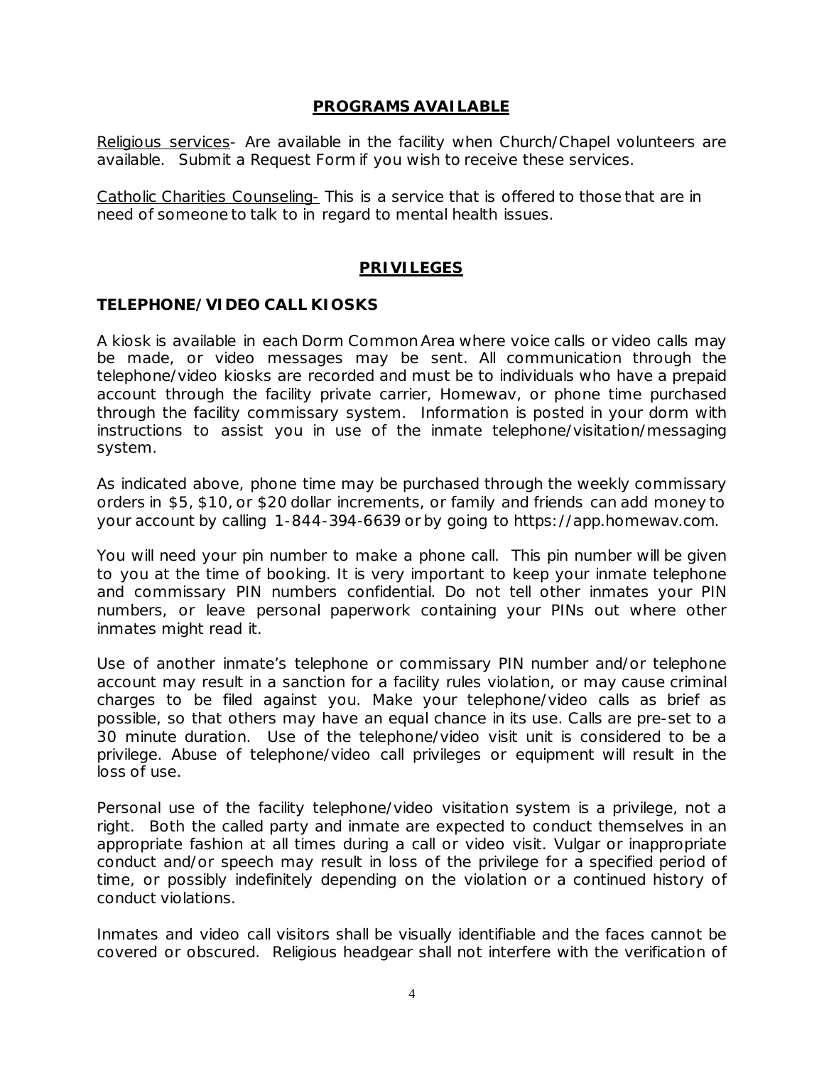## PROGRAMS AVAILABLE

Religious services- Are available in the facility when Church/Chapel volunteers are available. Submit a Request Form if you wish to receive these services.

Catholic Charities Counseling- This is a service that is offered to those that are in need of someone to talk to in regard to mental health issues.

## PRIVILEGES

### TELEPHONE/VIDEO CALL KIOSKS

A kiosk is available in each Dorm Common Area where voice calls or video calls may be made, or video messages may be sent. All communication through the telephone/video kiosks are recorded and must be to individuals who have a prepaid account through the facility private carrier, Homewav, or phone time purchased through the facility commissary system. Information is posted in your dorm with instructions to assist you in use of the inmate telephone/visitation/messaging system.

As indicated above, phone time may be purchased through the weekly commissary orders in $5, $10, or $20 dollar increments, or family and friends can add money to your account by calling 1-844-394-6639 or by going to https://app.homewav.com.

You will need your pin number to make a phone call. This pin number will be given to you at the time of booking. It is very important to keep your inmate telephone and commissary PIN numbers confidential. Do not tell other inmates your PIN numbers, or leave personal paperwork containing your PINs out where other inmates might read it.

Use of another inmate's telephone or commissary PIN number and/or telephone account may result in a sanction for a facility rules violation, or may cause criminal charges to be filed against you. Make your telephone/video calls as brief as possible, so that others may have an equal chance in its use. Calls are pre-set to a 30 minute duration. Use of the telephone/video visit unit is considered to be a privilege. Abuse of telephone/video call privileges or equipment will result in the loss of use.

Personal use of the facility telephone/video visitation system is a privilege, not a right. Both the called party and inmate are expected to conduct themselves in an appropriate fashion at all times during a call or video visit. Vulgar or inappropriate conduct and/or speech may result in loss of the privilege for a specified period of time, or possibly indefinitely depending on the violation or a continued history of conduct violations.

Inmates and video call visitors shall be visually identifiable and the faces cannot be covered or obscured. Religious headgear shall not interfere with the verification of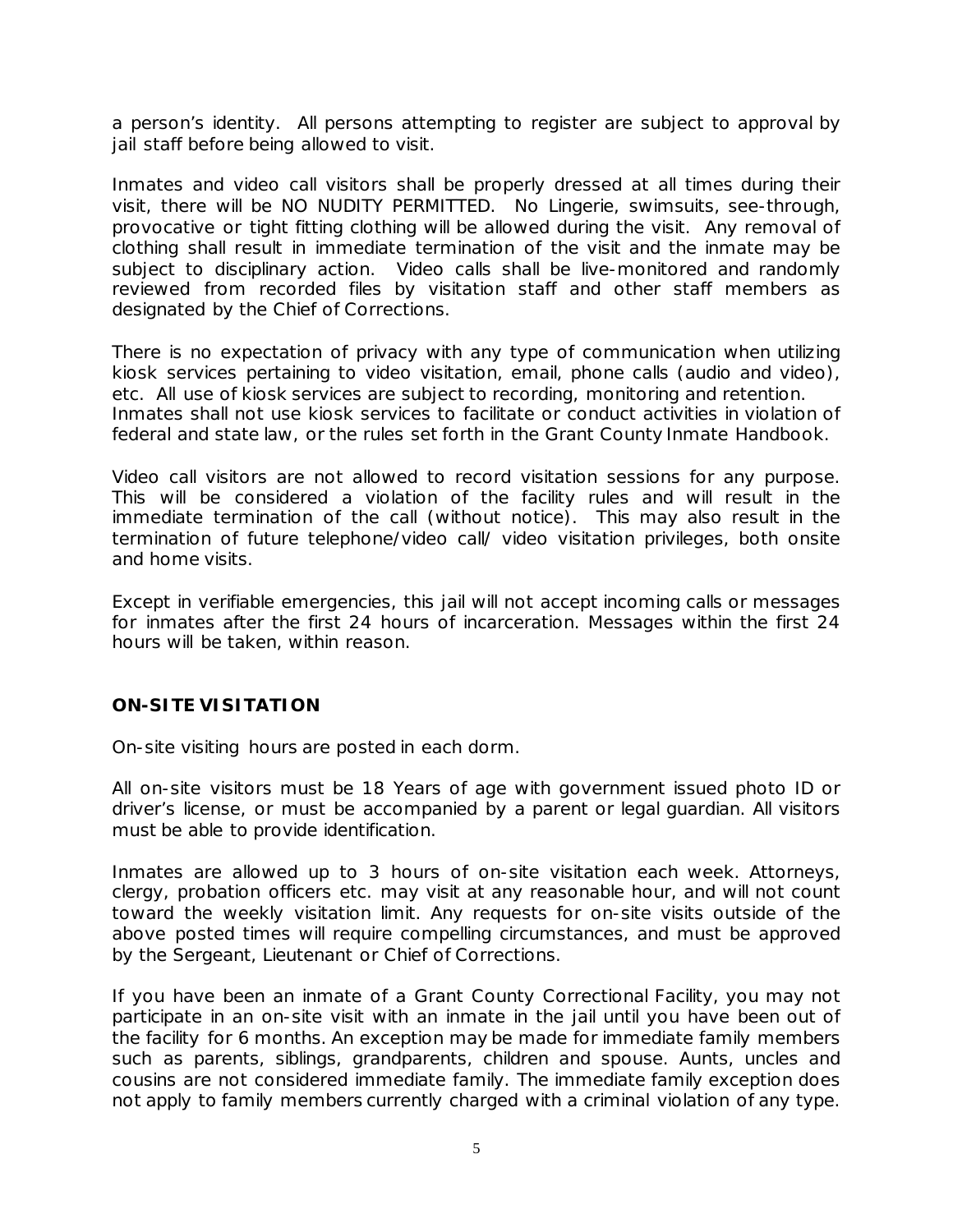a person's identity. All persons attempting to register are subject to approval by jail staff before being allowed to visit.

Inmates and video call visitors shall be properly dressed at all times during their visit, there will be NO NUDITY PERMITTED. No Lingerie, swimsuits, see-through, provocative or tight fitting clothing will be allowed during the visit. Any removal of clothing shall result in immediate termination of the visit and the inmate may be subject to disciplinary action. Video calls shall be live-monitored and randomly reviewed from recorded files by visitation staff and other staff members as designated by the Chief of Corrections.

There is no expectation of privacy with any type of communication when utilizing kiosk services pertaining to video visitation, email, phone calls (audio and video), etc. All use of kiosk services are subject to recording, monitoring and retention. Inmates shall not use kiosk services to facilitate or conduct activities in violation of federal and state law, or the rules set forth in the Grant County Inmate Handbook.

Video call visitors are not allowed to record visitation sessions for any purpose. This will be considered a violation of the facility rules and will result in the immediate termination of the call (without notice). This may also result in the termination of future telephone/video call/ video visitation privileges, both onsite and home visits.

Except in verifiable emergencies, this jail will not accept incoming calls or messages for inmates after the first 24 hours of incarceration. Messages within the first 24 hours will be taken, within reason.

## ON-SITE VISITATION

On-site visiting hours are posted in each dorm.

All on-site visitors must be 18 Years of age with government issued photo ID or driver's license, or must be accompanied by a parent or legal guardian. All visitors must be able to provide identification.

Inmates are allowed up to 3 hours of on-site visitation each week. Attorneys, clergy, probation officers etc. may visit at any reasonable hour, and will not count toward the weekly visitation limit. Any requests for on-site visits outside of the above posted times will require compelling circumstances, and must be approved by the Sergeant, Lieutenant or Chief of Corrections.

If you have been an inmate of a Grant County Correctional Facility, you may not participate in an on-site visit with an inmate in the jail until you have been out of the facility for 6 months. An exception may be made for immediate family members such as parents, siblings, grandparents, children and spouse. Aunts, uncles and cousins are not considered immediate family. The immediate family exception does not apply to family members currently charged with a criminal violation of any type.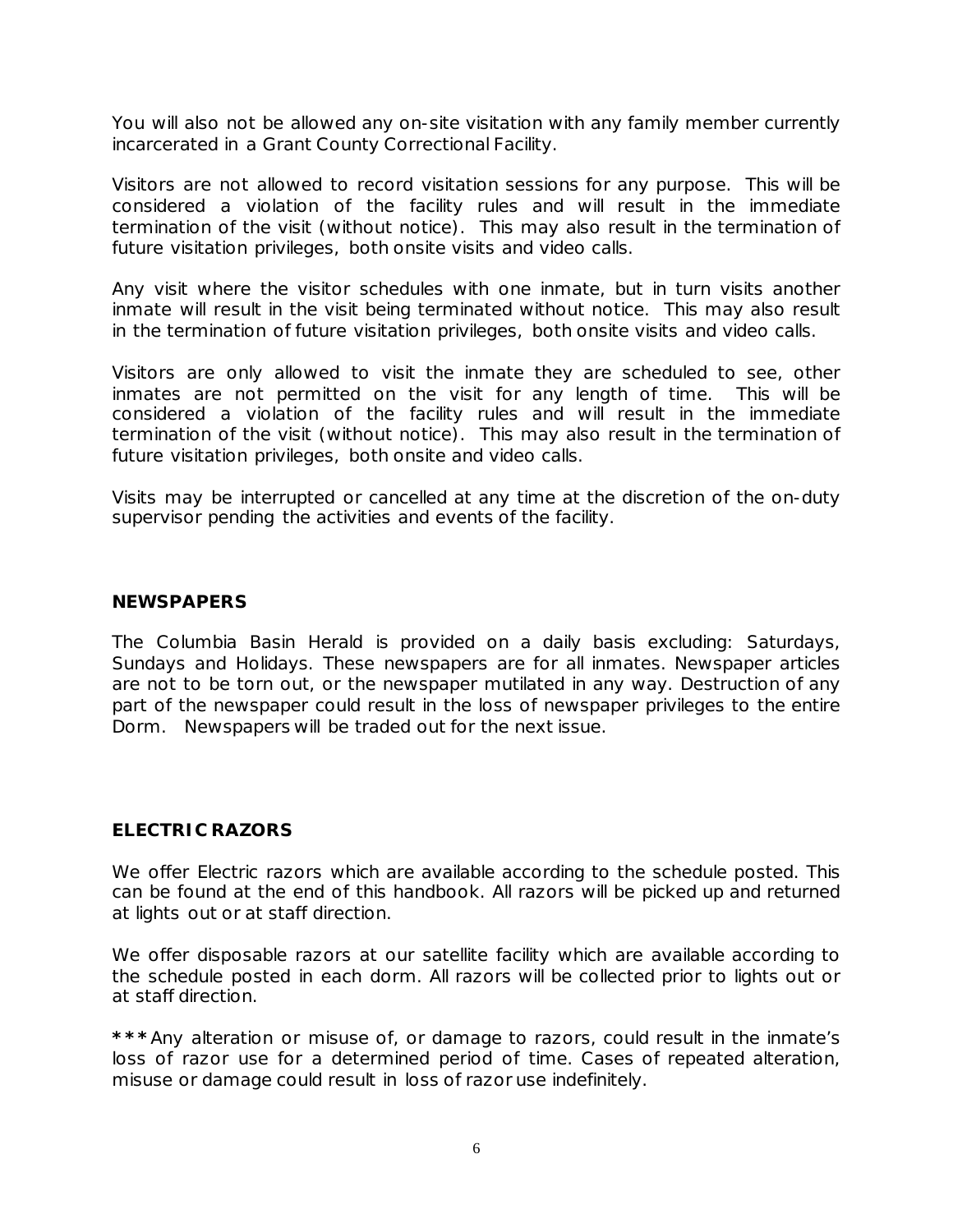You will also not be allowed any on-site visitation with any family member currently incarcerated in a Grant County Correctional Facility.

Visitors are not allowed to record visitation sessions for any purpose. This will be considered a violation of the facility rules and will result in the immediate termination of the visit (without notice). This may also result in the termination of future visitation privileges, both onsite visits and video calls.

Any visit where the visitor schedules with one inmate, but in turn visits another inmate will result in the visit being terminated without notice. This may also result in the termination of future visitation privileges, both onsite visits and video calls.

Visitors are only allowed to visit the inmate they are scheduled to see, other inmates are not permitted on the visit for any length of time. This will be considered a violation of the facility rules and will result in the immediate termination of the visit (without notice). This may also result in the termination of future visitation privileges, both onsite and video calls.

Visits may be interrupted or cancelled at any time at the discretion of the on-duty supervisor pending the activities and events of the facility.

## NEWSPAPERS

The Columbia Basin Herald is provided on a daily basis excluding: Saturdays, Sundays and Holidays. These newspapers are for all inmates. Newspaper articles are not to be torn out, or the newspaper mutilated in any way. Destruction of any part of the newspaper could result in the loss of newspaper privileges to the entire Dorm. Newspapers will be traded out for the next issue.

## ELECTRIC RAZORS

We offer Electric razors which are available according to the schedule posted. This can be found at the end of this handbook. All razors will be picked up and returned at lights out or at staff direction.

We offer disposable razors at our satellite facility which are available according to the schedule posted in each dorm. All razors will be collected prior to lights out or at staff direction.

**\*\*\*** Any alteration or misuse of, or damage to razors, could result in the inmate's loss of razor use for a determined period of time. Cases of repeated alteration, misuse or damage could result in loss of razor use indefinitely.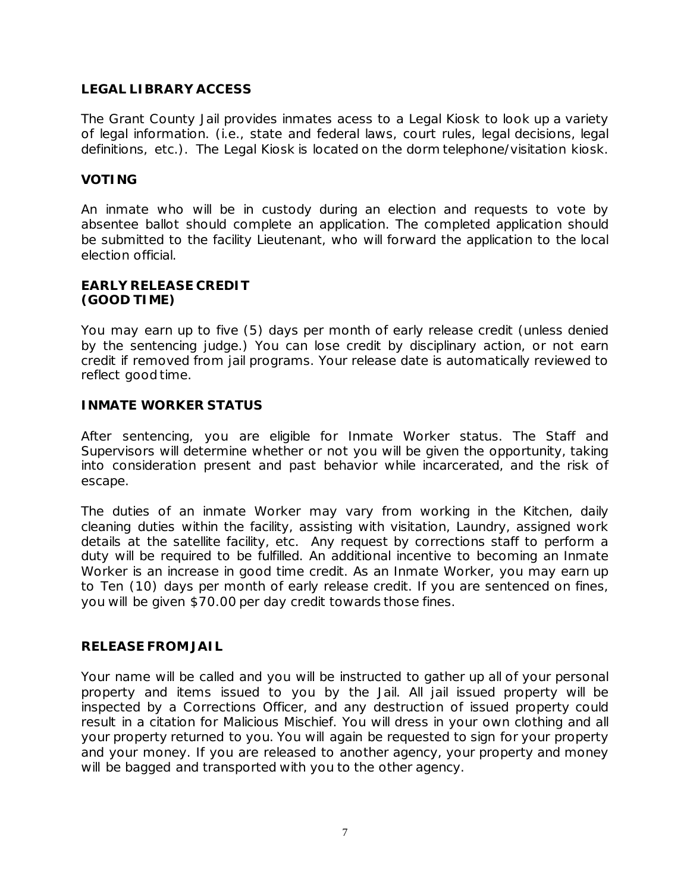## LEGAL LIBRARY ACCESS

The Grant County Jail provides inmates acess to a Legal Kiosk to look up a variety of legal information. (i.e., state and federal laws, court rules, legal decisions, legal definitions, etc.). The Legal Kiosk is located on the dorm telephone/visitation kiosk.

## VOTING

An inmate who will be in custody during an election and requests to vote by absentee ballot should complete an application. The completed application should be submitted to the facility Lieutenant, who will forward the application to the local election official.

## EARLY RELEASE CREDIT (GOOD TIME)

You may earn up to five (5) days per month of early release credit (unless denied by the sentencing judge.) You can lose credit by disciplinary action, or not earn credit if removed from jail programs. Your release date is automatically reviewed to reflect good time.

## INMATE WORKER STATUS

After sentencing, you are eligible for Inmate Worker status. The Staff and Supervisors will determine whether or not you will be given the opportunity, taking into consideration present and past behavior while incarcerated, and the risk of escape.

The duties of an inmate Worker may vary from working in the Kitchen, daily cleaning duties within the facility, assisting with visitation, Laundry, assigned work details at the satellite facility, etc. Any request by corrections staff to perform a duty will be required to be fulfilled. An additional incentive to becoming an Inmate Worker is an increase in good time credit. As an Inmate Worker, you may earn up to Ten (10) days per month of early release credit. If you are sentenced on fines, you will be given $70.00 per day credit towards those fines.

## RELEASE FROM JAIL

Your name will be called and you will be instructed to gather up all of your personal property and items issued to you by the Jail. All jail issued property will be inspected by a Corrections Officer, and any destruction of issued property could result in a citation for Malicious Mischief. You will dress in your own clothing and all your property returned to you. You will again be requested to sign for your property and your money. If you are released to another agency, your property and money will be bagged and transported with you to the other agency.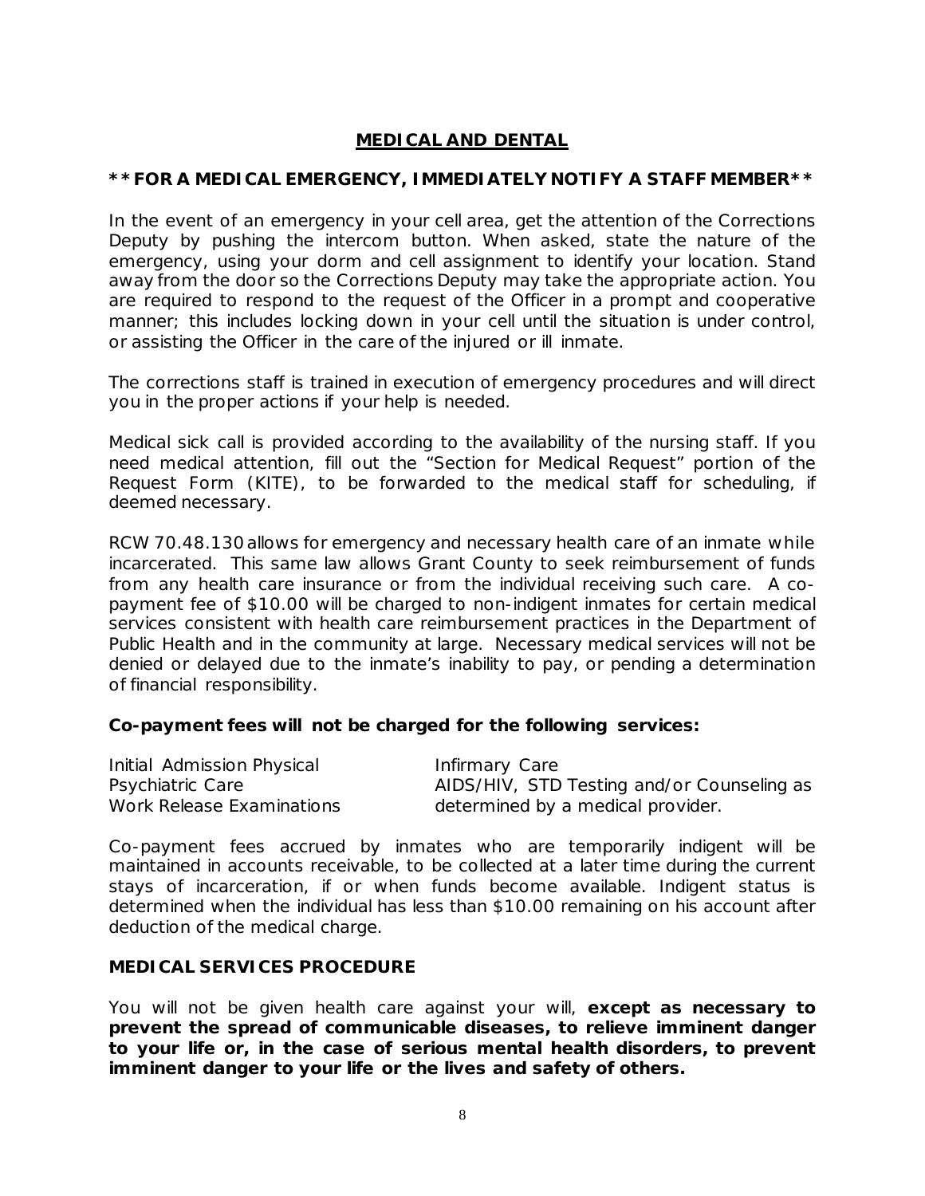## MEDICAL AND DENTAL

**\*\*FOR A MEDICAL EMERGENCY, IMMEDIATELY NOTIFY A STAFF MEMBER\*\***

In the event of an emergency in your cell area, get the attention of the Corrections Deputy by pushing the intercom button. When asked, state the nature of the emergency, using your dorm and cell assignment to identify your location. Stand away from the door so the Corrections Deputy may take the appropriate action. You are required to respond to the request of the Officer in a prompt and cooperative manner; this includes locking down in your cell until the situation is under control, or assisting the Officer in the care of the injured or ill inmate.

The corrections staff is trained in execution of emergency procedures and will direct you in the proper actions if your help is needed.

Medical sick call is provided according to the availability of the nursing staff. If you need medical attention, fill out the "Section for Medical Request" portion of the Request Form (KITE), to be forwarded to the medical staff for scheduling, if deemed necessary.

RCW 70.48.130 allows for emergency and necessary health care of an inmate while incarcerated. This same law allows Grant County to seek reimbursement of funds from any health care insurance or from the individual receiving such care. A co-payment fee of $10.00 will be charged to non-indigent inmates for certain medical services consistent with health care reimbursement practices in the Department of Public Health and in the community at large. Necessary medical services will not be denied or delayed due to the inmate's inability to pay, or pending a determination of financial responsibility.

**Co-payment fees will not be charged for the following services:**

- Initial Admission Physical
- Psychiatric Care
- Work Release Examinations
- Infirmary Care
- AIDS/HIV, STD Testing and/or Counseling as determined by a medical provider.

Co-payment fees accrued by inmates who are temporarily indigent will be maintained in accounts receivable, to be collected at a later time during the current stays of incarceration, if or when funds become available. Indigent status is determined when the individual has less than $10.00 remaining on his account after deduction of the medical charge.

### MEDICAL SERVICES PROCEDURE

You will not be given health care against your will, **except as necessary to prevent the spread of communicable diseases, to relieve imminent danger to your life or, in the case of serious mental health disorders, to prevent imminent danger to your life or the lives and safety of others.**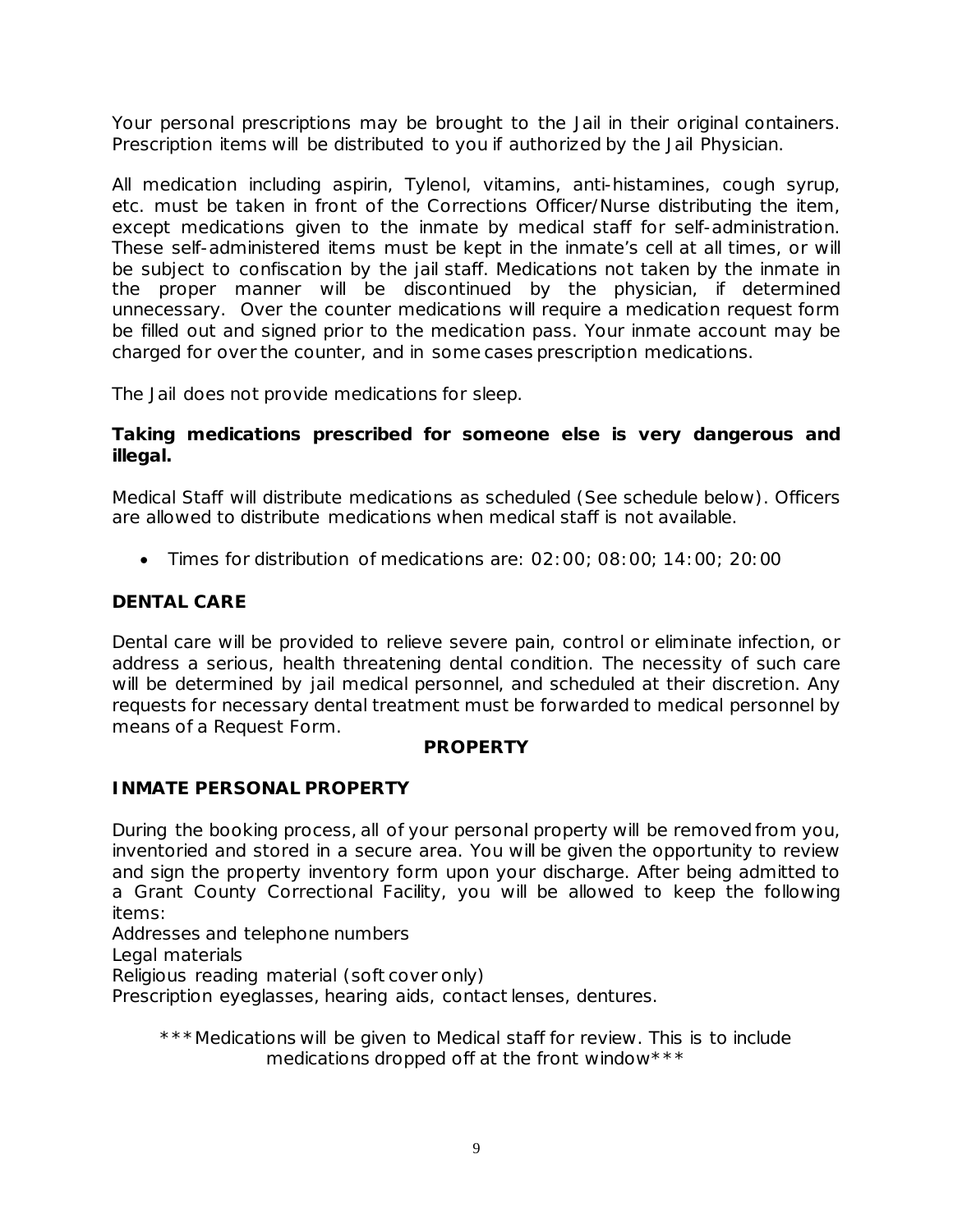Your personal prescriptions may be brought to the Jail in their original containers. Prescription items will be distributed to you if authorized by the Jail Physician.

All medication including aspirin, Tylenol, vitamins, anti-histamines, cough syrup, etc. must be taken in front of the Corrections Officer/Nurse distributing the item, except medications given to the inmate by medical staff for self-administration. These self-administered items must be kept in the inmate's cell at all times, or will be subject to confiscation by the jail staff. Medications not taken by the inmate in the proper manner will be discontinued by the physician, if determined unnecessary. Over the counter medications will require a medication request form be filled out and signed prior to the medication pass. Your inmate account may be charged for over the counter, and in some cases prescription medications.

The Jail does not provide medications for sleep.

**Taking medications prescribed for someone else is very dangerous and illegal.**

Medical Staff will distribute medications as scheduled (See schedule below). Officers are allowed to distribute medications when medical staff is not available.

- Times for distribution of medications are: 02:00; 08:00; 14:00; 20:00

### DENTAL CARE

Dental care will be provided to relieve severe pain, control or eliminate infection, or address a serious, health threatening dental condition. The necessity of such care will be determined by jail medical personnel, and scheduled at their discretion. Any requests for necessary dental treatment must be forwarded to medical personnel by means of a Request Form.

## PROPERTY

### INMATE PERSONAL PROPERTY

During the booking process, all of your personal property will be removed from you, inventoried and stored in a secure area. You will be given the opportunity to review and sign the property inventory form upon your discharge. After being admitted to a Grant County Correctional Facility, you will be allowed to keep the following items:

Addresses and telephone numbers
Legal materials
Religious reading material (soft cover only)
Prescription eyeglasses, hearing aids, contact lenses, dentures.

***Medications will be given to Medical staff for review. This is to include medications dropped off at the front window***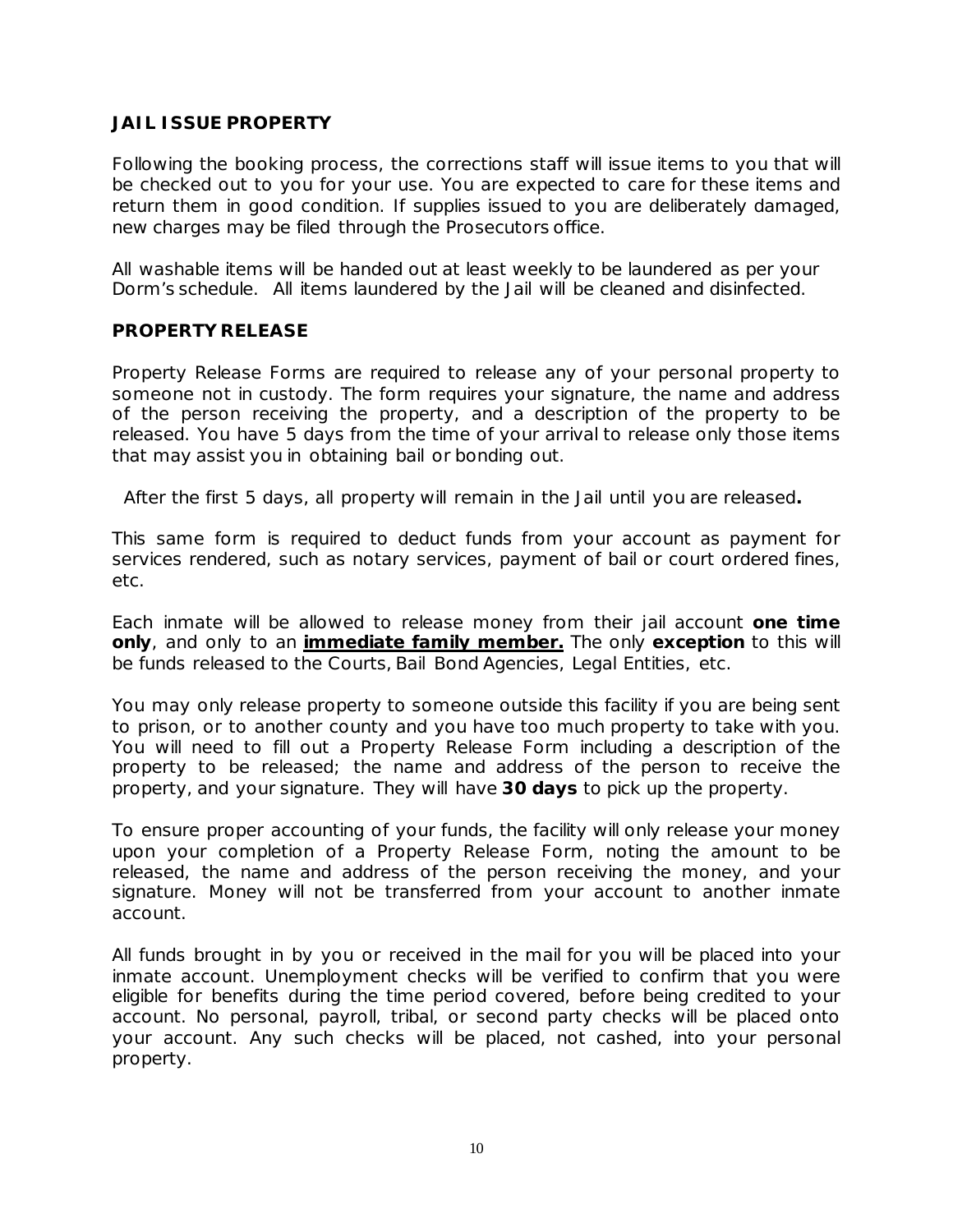## JAIL ISSUE PROPERTY

Following the booking process, the corrections staff will issue items to you that will be checked out to you for your use. You are expected to care for these items and return them in good condition. If supplies issued to you are deliberately damaged, new charges may be filed through the Prosecutors office.

All washable items will be handed out at least weekly to be laundered as per your Dorm's schedule. All items laundered by the Jail will be cleaned and disinfected.

## PROPERTY RELEASE

Property Release Forms are required to release any of your personal property to someone not in custody. The form requires your signature, the name and address of the person receiving the property, and a description of the property to be released. You have 5 days from the time of your arrival to release only those items that may assist you in obtaining bail or bonding out.

After the first 5 days, all property will remain in the Jail until you are released**.**

This same form is required to deduct funds from your account as payment for services rendered, such as notary services, payment of bail or court ordered fines, etc.

Each inmate will be allowed to release money from their jail account **one time only**, and only to an **<u>immediate family member.</u>** The only **exception** to this will be funds released to the Courts, Bail Bond Agencies, Legal Entities, etc.

You may only release property to someone outside this facility if you are being sent to prison, or to another county and you have too much property to take with you. You will need to fill out a Property Release Form including a description of the property to be released; the name and address of the person to receive the property, and your signature. They will have **30 days** to pick up the property.

To ensure proper accounting of your funds, the facility will only release your money upon your completion of a Property Release Form, noting the amount to be released, the name and address of the person receiving the money, and your signature. Money will not be transferred from your account to another inmate account.

All funds brought in by you or received in the mail for you will be placed into your inmate account. Unemployment checks will be verified to confirm that you were eligible for benefits during the time period covered, before being credited to your account. No personal, payroll, tribal, or second party checks will be placed onto your account. Any such checks will be placed, not cashed, into your personal property.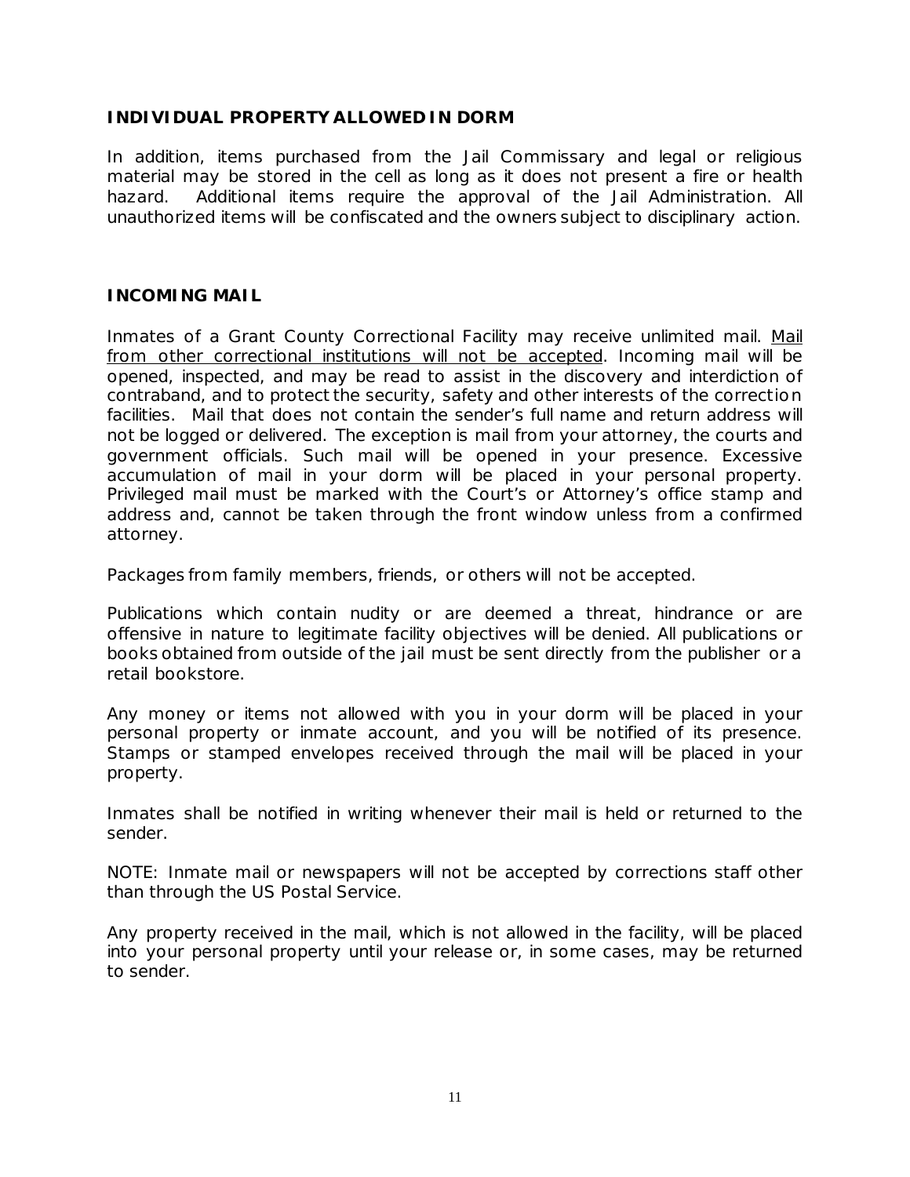## INDIVIDUAL PROPERTY ALLOWED IN DORM

In addition, items purchased from the Jail Commissary and legal or religious material may be stored in the cell as long as it does not present a fire or health hazard. Additional items require the approval of the Jail Administration. All unauthorized items will be confiscated and the owners subject to disciplinary action.

## INCOMING MAIL

Inmates of a Grant County Correctional Facility may receive unlimited mail. <u>Mail from other correctional institutions will not be accepted</u>. Incoming mail will be opened, inspected, and may be read to assist in the discovery and interdiction of contraband, and to protect the security, safety and other interests of the correction facilities. Mail that does not contain the sender's full name and return address will not be logged or delivered. The exception is mail from your attorney, the courts and government officials. Such mail will be opened in your presence. Excessive accumulation of mail in your dorm will be placed in your personal property. Privileged mail must be marked with the Court's or Attorney's office stamp and address and, cannot be taken through the front window unless from a confirmed attorney.

Packages from family members, friends, or others will not be accepted.

Publications which contain nudity or are deemed a threat, hindrance or are offensive in nature to legitimate facility objectives will be denied. All publications or books obtained from outside of the jail must be sent directly from the publisher or a retail bookstore.

Any money or items not allowed with you in your dorm will be placed in your personal property or inmate account, and you will be notified of its presence. Stamps or stamped envelopes received through the mail will be placed in your property.

Inmates shall be notified in writing whenever their mail is held or returned to the sender.

NOTE: Inmate mail or newspapers will not be accepted by corrections staff other than through the US Postal Service.

Any property received in the mail, which is not allowed in the facility, will be placed into your personal property until your release or, in some cases, may be returned to sender.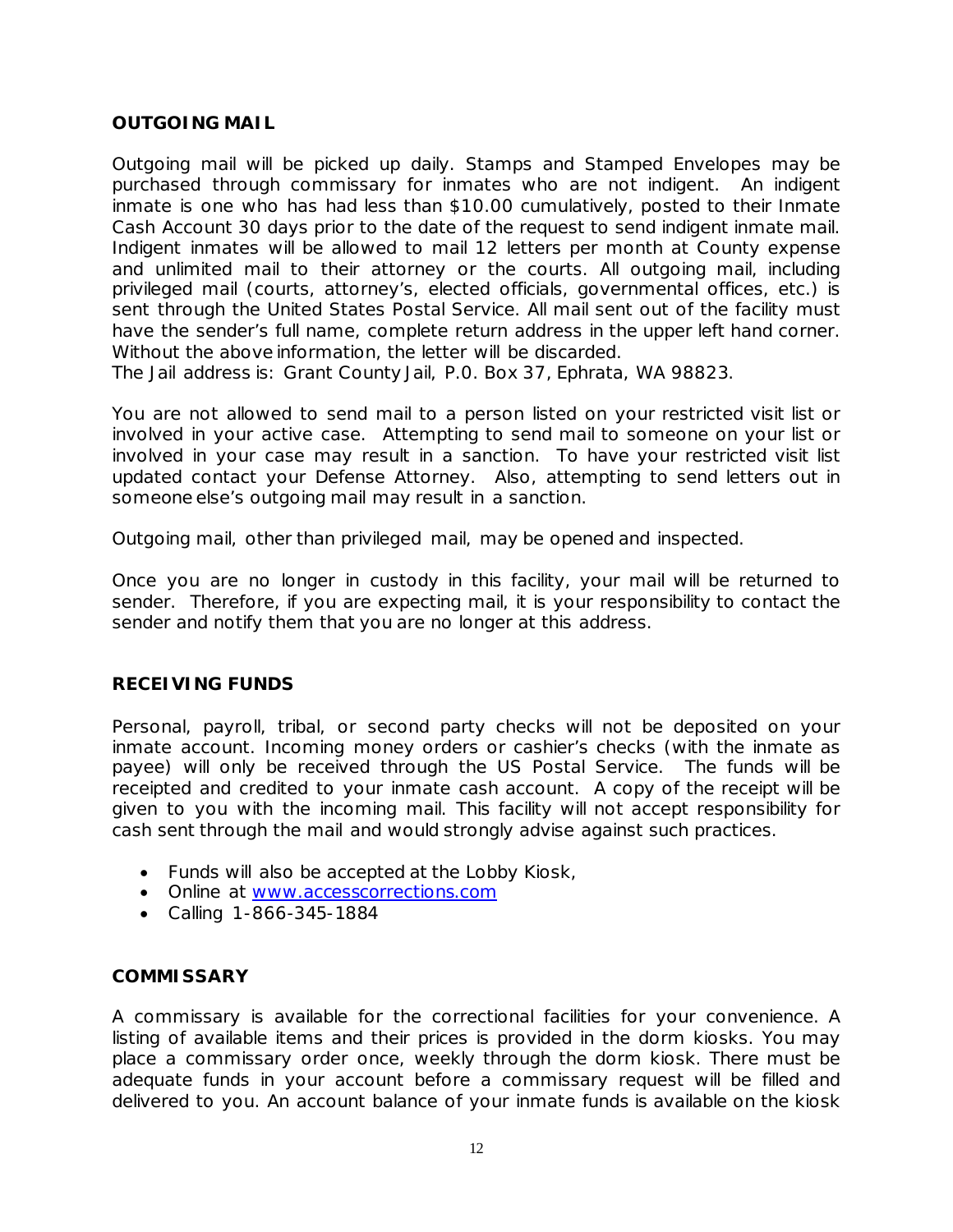## OUTGOING MAIL

Outgoing mail will be picked up daily. Stamps and Stamped Envelopes may be purchased through commissary for inmates who are not indigent. An indigent inmate is one who has had less than $10.00 cumulatively, posted to their Inmate Cash Account 30 days prior to the date of the request to send indigent inmate mail. Indigent inmates will be allowed to mail 12 letters per month at County expense and unlimited mail to their attorney or the courts. All outgoing mail, including privileged mail (courts, attorney's, elected officials, governmental offices, etc.) is sent through the United States Postal Service. All mail sent out of the facility must have the sender's full name, complete return address in the upper left hand corner. Without the above information, the letter will be discarded.
The Jail address is: Grant County Jail, P.0. Box 37, Ephrata, WA 98823.

You are not allowed to send mail to a person listed on your restricted visit list or involved in your active case. Attempting to send mail to someone on your list or involved in your case may result in a sanction. To have your restricted visit list updated contact your Defense Attorney. Also, attempting to send letters out in someone else's outgoing mail may result in a sanction.

Outgoing mail, other than privileged mail, may be opened and inspected.

Once you are no longer in custody in this facility, your mail will be returned to sender. Therefore, if you are expecting mail, it is your responsibility to contact the sender and notify them that you are no longer at this address.

## RECEIVING FUNDS

Personal, payroll, tribal, or second party checks will not be deposited on your inmate account. Incoming money orders or cashier's checks (with the inmate as payee) will only be received through the US Postal Service. The funds will be receipted and credited to your inmate cash account. A copy of the receipt will be given to you with the incoming mail. This facility will not accept responsibility for cash sent through the mail and would strongly advise against such practices.

- Funds will also be accepted at the Lobby Kiosk,
- Online at [www.accesscorrections.com](http://www.accesscorrections.com)
- Calling 1-866-345-1884

## COMMISSARY

A commissary is available for the correctional facilities for your convenience. A listing of available items and their prices is provided in the dorm kiosks. You may place a commissary order once, weekly through the dorm kiosk. There must be adequate funds in your account before a commissary request will be filled and delivered to you. An account balance of your inmate funds is available on the kiosk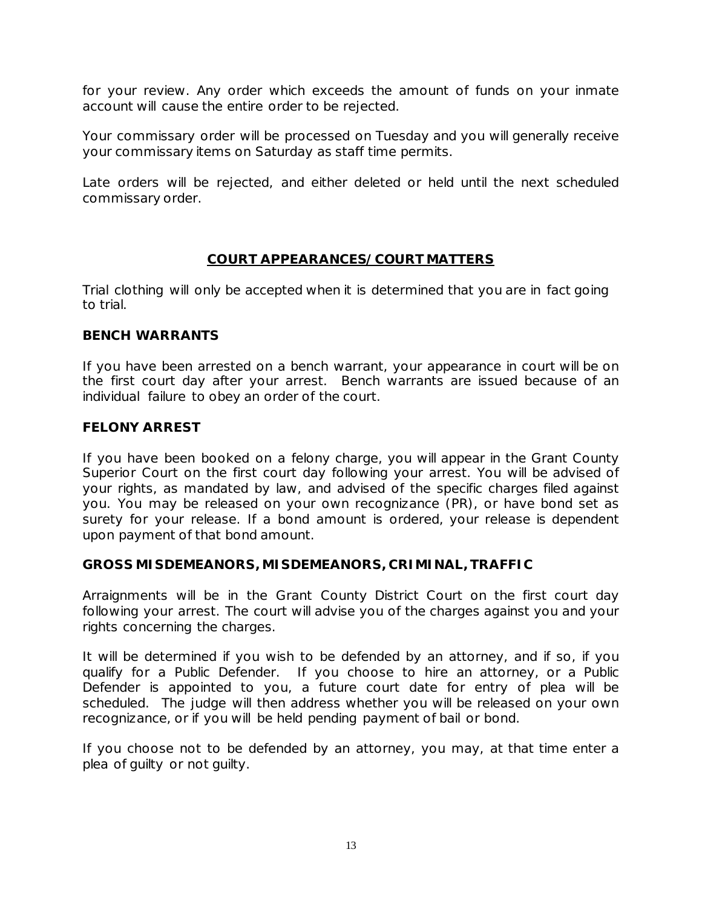for your review. Any order which exceeds the amount of funds on your inmate account will cause the entire order to be rejected.

Your commissary order will be processed on Tuesday and you will generally receive your commissary items on Saturday as staff time permits.

Late orders will be rejected, and either deleted or held until the next scheduled commissary order.

## COURT APPEARANCES/COURT MATTERS

Trial clothing will only be accepted when it is determined that you are in fact going to trial.

### BENCH WARRANTS

If you have been arrested on a bench warrant, your appearance in court will be on the first court day after your arrest. Bench warrants are issued because of an individual failure to obey an order of the court.

### FELONY ARREST

If you have been booked on a felony charge, you will appear in the Grant County Superior Court on the first court day following your arrest. You will be advised of your rights, as mandated by law, and advised of the specific charges filed against you. You may be released on your own recognizance (PR), or have bond set as surety for your release. If a bond amount is ordered, your release is dependent upon payment of that bond amount.

### GROSS MISDEMEANORS, MISDEMEANORS, CRIMINAL, TRAFFIC

Arraignments will be in the Grant County District Court on the first court day following your arrest. The court will advise you of the charges against you and your rights concerning the charges.

It will be determined if you wish to be defended by an attorney, and if so, if you qualify for a Public Defender. If you choose to hire an attorney, or a Public Defender is appointed to you, a future court date for entry of plea will be scheduled. The judge will then address whether you will be released on your own recognizance, or if you will be held pending payment of bail or bond.

If you choose not to be defended by an attorney, you may, at that time enter a plea of guilty or not guilty.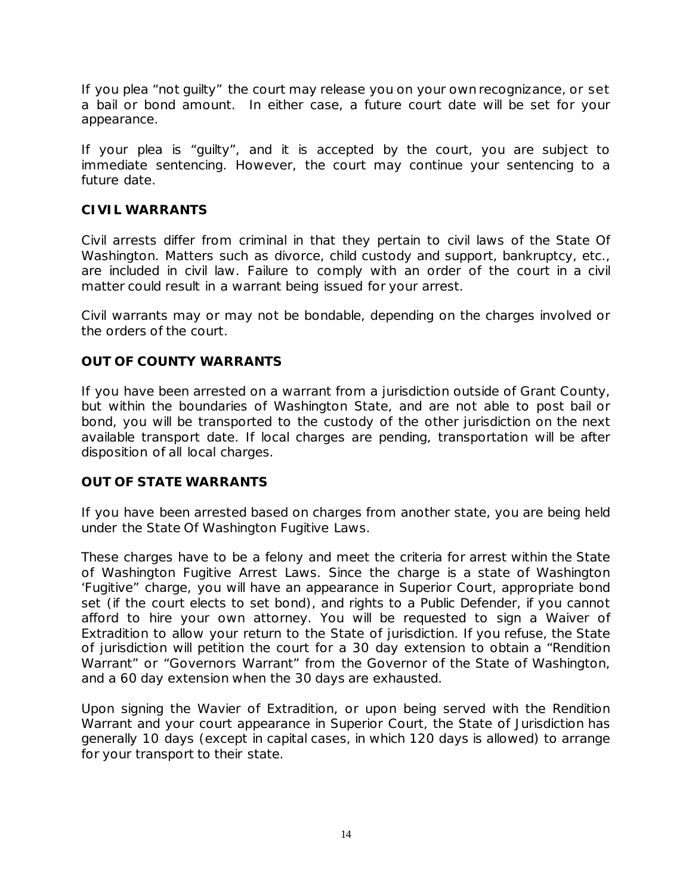If you plea "not guilty" the court may release you on your own recognizance, or set a bail or bond amount. In either case, a future court date will be set for your appearance.

If your plea is "guilty", and it is accepted by the court, you are subject to immediate sentencing. However, the court may continue your sentencing to a future date.

**CIVIL WARRANTS**

Civil arrests differ from criminal in that they pertain to civil laws of the State Of Washington. Matters such as divorce, child custody and support, bankruptcy, etc., are included in civil law. Failure to comply with an order of the court in a civil matter could result in a warrant being issued for your arrest.

Civil warrants may or may not be bondable, depending on the charges involved or the orders of the court.

**OUT OF COUNTY WARRANTS**

If you have been arrested on a warrant from a jurisdiction outside of Grant County, but within the boundaries of Washington State, and are not able to post bail or bond, you will be transported to the custody of the other jurisdiction on the next available transport date. If local charges are pending, transportation will be after disposition of all local charges.

**OUT OF STATE WARRANTS**

If you have been arrested based on charges from another state, you are being held under the State Of Washington Fugitive Laws.

These charges have to be a felony and meet the criteria for arrest within the State of Washington Fugitive Arrest Laws. Since the charge is a state of Washington 'Fugitive" charge, you will have an appearance in Superior Court, appropriate bond set (if the court elects to set bond), and rights to a Public Defender, if you cannot afford to hire your own attorney. You will be requested to sign a Waiver of Extradition to allow your return to the State of jurisdiction. If you refuse, the State of jurisdiction will petition the court for a 30 day extension to obtain a "Rendition Warrant" or "Governors Warrant" from the Governor of the State of Washington, and a 60 day extension when the 30 days are exhausted.

Upon signing the Wavier of Extradition, or upon being served with the Rendition Warrant and your court appearance in Superior Court, the State of Jurisdiction has generally 10 days (except in capital cases, in which 120 days is allowed) to arrange for your transport to their state.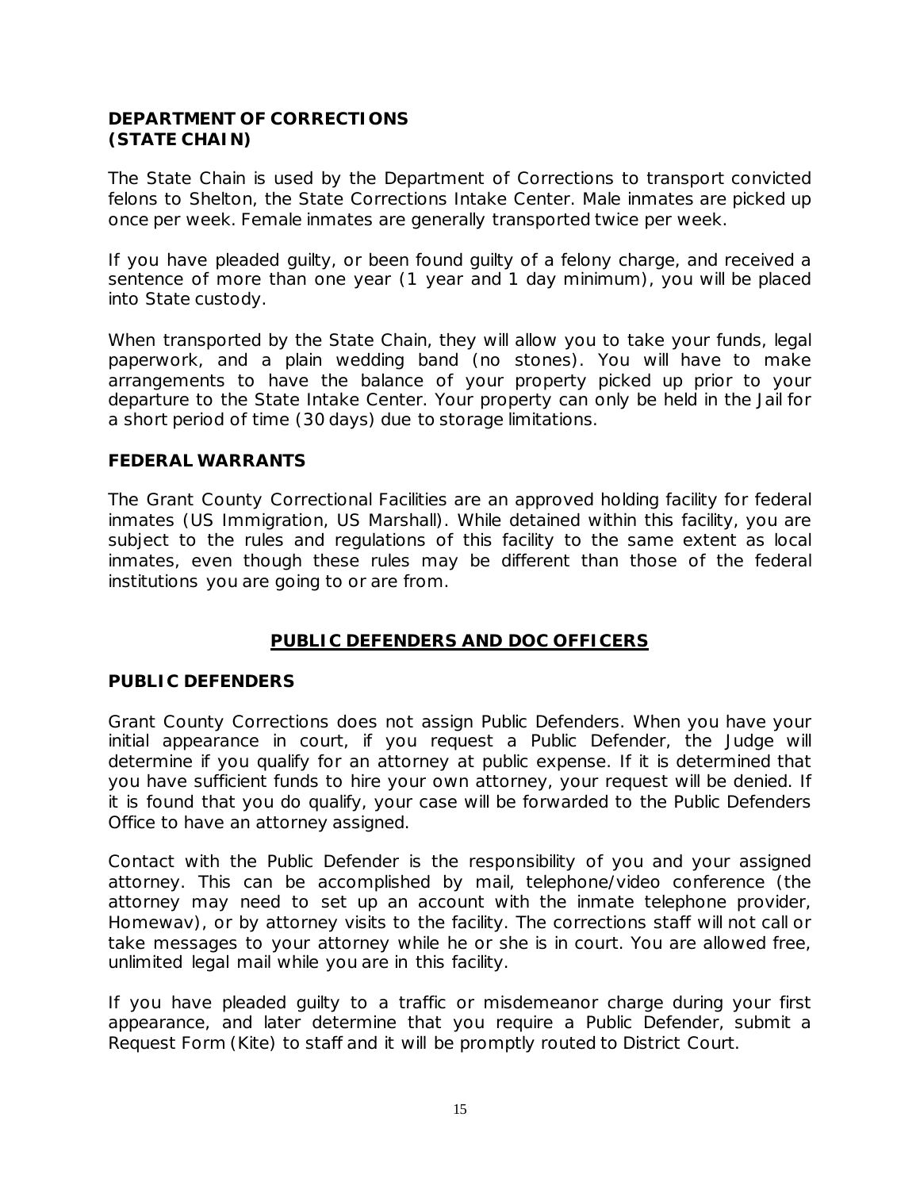### DEPARTMENT OF CORRECTIONS (STATE CHAIN)

The State Chain is used by the Department of Corrections to transport convicted felons to Shelton, the State Corrections Intake Center. Male inmates are picked up once per week. Female inmates are generally transported twice per week.

If you have pleaded guilty, or been found guilty of a felony charge, and received a sentence of more than one year (1 year and 1 day minimum), you will be placed into State custody.

When transported by the State Chain, they will allow you to take your funds, legal paperwork, and a plain wedding band (no stones). You will have to make arrangements to have the balance of your property picked up prior to your departure to the State Intake Center. Your property can only be held in the Jail for a short period of time (30 days) due to storage limitations.

### FEDERAL WARRANTS

The Grant County Correctional Facilities are an approved holding facility for federal inmates (US Immigration, US Marshall). While detained within this facility, you are subject to the rules and regulations of this facility to the same extent as local inmates, even though these rules may be different than those of the federal institutions you are going to or are from.

## PUBLIC DEFENDERS AND DOC OFFICERS

### PUBLIC DEFENDERS

Grant County Corrections does not assign Public Defenders. When you have your initial appearance in court, if you request a Public Defender, the Judge will determine if you qualify for an attorney at public expense. If it is determined that you have sufficient funds to hire your own attorney, your request will be denied. If it is found that you do qualify, your case will be forwarded to the Public Defenders Office to have an attorney assigned.

Contact with the Public Defender is the responsibility of you and your assigned attorney. This can be accomplished by mail, telephone/video conference (the attorney may need to set up an account with the inmate telephone provider, Homewav), or by attorney visits to the facility. The corrections staff will not call or take messages to your attorney while he or she is in court. You are allowed free, unlimited legal mail while you are in this facility.

If you have pleaded guilty to a traffic or misdemeanor charge during your first appearance, and later determine that you require a Public Defender, submit a Request Form (Kite) to staff and it will be promptly routed to District Court.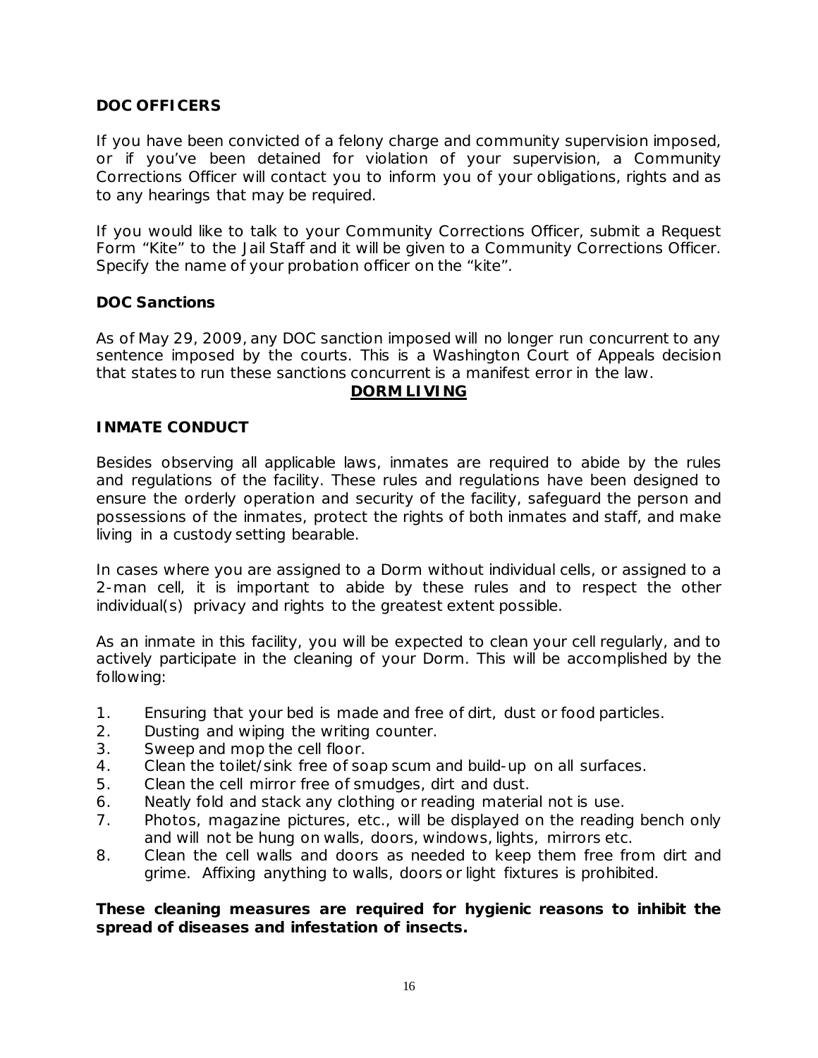### DOC OFFICERS

If you have been convicted of a felony charge and community supervision imposed, or if you've been detained for violation of your supervision, a Community Corrections Officer will contact you to inform you of your obligations, rights and as to any hearings that may be required.

If you would like to talk to your Community Corrections Officer, submit a Request Form "Kite" to the Jail Staff and it will be given to a Community Corrections Officer. Specify the name of your probation officer on the "kite".

### DOC Sanctions

As of May 29, 2009, any DOC sanction imposed will no longer run concurrent to any sentence imposed by the courts. This is a Washington Court of Appeals decision that states to run these sanctions concurrent is a manifest error in the law.

## DORM LIVING

### INMATE CONDUCT

Besides observing all applicable laws, inmates are required to abide by the rules and regulations of the facility. These rules and regulations have been designed to ensure the orderly operation and security of the facility, safeguard the person and possessions of the inmates, protect the rights of both inmates and staff, and make living in a custody setting bearable.

In cases where you are assigned to a Dorm without individual cells, or assigned to a 2-man cell, it is important to abide by these rules and to respect the other individual(s) privacy and rights to the greatest extent possible.

As an inmate in this facility, you will be expected to clean your cell regularly, and to actively participate in the cleaning of your Dorm. This will be accomplished by the following:

1. Ensuring that your bed is made and free of dirt, dust or food particles.
2. Dusting and wiping the writing counter.
3. Sweep and mop the cell floor.
4. Clean the toilet/sink free of soap scum and build-up on all surfaces.
5. Clean the cell mirror free of smudges, dirt and dust.
6. Neatly fold and stack any clothing or reading material not is use.
7. Photos, magazine pictures, etc., will be displayed on the reading bench only and will not be hung on walls, doors, windows, lights, mirrors etc.
8. Clean the cell walls and doors as needed to keep them free from dirt and grime. Affixing anything to walls, doors or light fixtures is prohibited.

**These cleaning measures are required for hygienic reasons to inhibit the spread of diseases and infestation of insects.**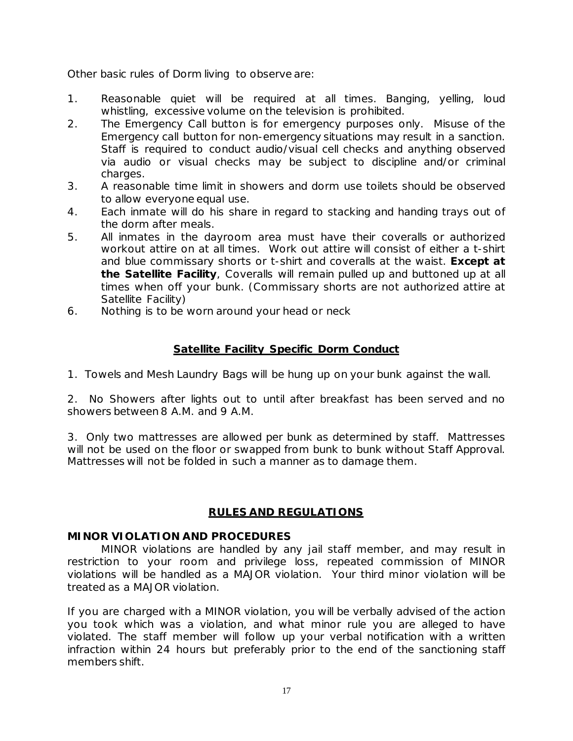Other basic rules of Dorm living to observe are:

1. Reasonable quiet will be required at all times. Banging, yelling, loud whistling, excessive volume on the television is prohibited.
2. The Emergency Call button is for emergency purposes only. Misuse of the Emergency call button for non-emergency situations may result in a sanction. Staff is required to conduct audio/visual cell checks and anything observed via audio or visual checks may be subject to discipline and/or criminal charges.
3. A reasonable time limit in showers and dorm use toilets should be observed to allow everyone equal use.
4. Each inmate will do his share in regard to stacking and handing trays out of the dorm after meals.
5. All inmates in the dayroom area must have their coveralls or authorized workout attire on at all times. Work out attire will consist of either a t-shirt and blue commissary shorts or t-shirt and coveralls at the waist. **Except at the Satellite Facility**, Coveralls will remain pulled up and buttoned up at all times when off your bunk. (Commissary shorts are not authorized attire at Satellite Facility)
6. Nothing is to be worn around your head or neck

## Satellite Facility Specific Dorm Conduct

1. Towels and Mesh Laundry Bags will be hung up on your bunk against the wall.

2. No Showers after lights out to until after breakfast has been served and no showers between 8 A.M. and 9 A.M.

3. Only two mattresses are allowed per bunk as determined by staff. Mattresses will not be used on the floor or swapped from bunk to bunk without Staff Approval. Mattresses will not be folded in such a manner as to damage them.

## RULES AND REGULATIONS

### MINOR VIOLATION AND PROCEDURES

MINOR violations are handled by any jail staff member, and may result in restriction to your room and privilege loss, repeated commission of MINOR violations will be handled as a MAJOR violation. Your third minor violation will be treated as a MAJOR violation.

If you are charged with a MINOR violation, you will be verbally advised of the action you took which was a violation, and what minor rule you are alleged to have violated. The staff member will follow up your verbal notification with a written infraction within 24 hours but preferably prior to the end of the sanctioning staff members shift.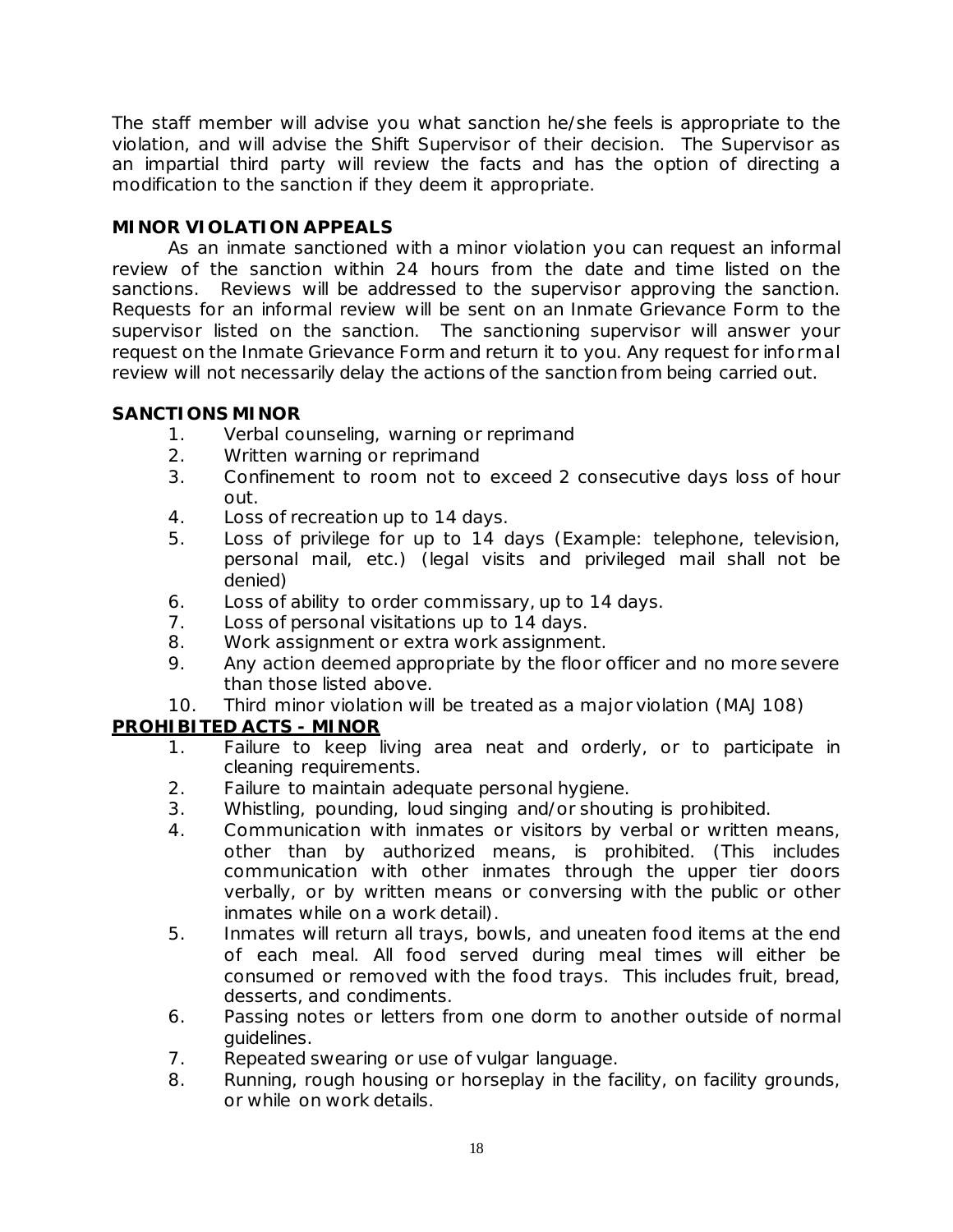The staff member will advise you what sanction he/she feels is appropriate to the violation, and will advise the Shift Supervisor of their decision. The Supervisor as an impartial third party will review the facts and has the option of directing a modification to the sanction if they deem it appropriate.

**MINOR VIOLATION APPEALS**

As an inmate sanctioned with a minor violation you can request an informal review of the sanction within 24 hours from the date and time listed on the sanctions. Reviews will be addressed to the supervisor approving the sanction. Requests for an informal review will be sent on an Inmate Grievance Form to the supervisor listed on the sanction. The sanctioning supervisor will answer your request on the Inmate Grievance Form and return it to you. Any request for informal review will not necessarily delay the actions of the sanction from being carried out.

**SANCTIONS MINOR**

1. Verbal counseling, warning or reprimand
2. Written warning or reprimand
3. Confinement to room not to exceed 2 consecutive days loss of hour out.
4. Loss of recreation up to 14 days.
5. Loss of privilege for up to 14 days (Example: telephone, television, personal mail, etc.) (legal visits and privileged mail shall not be denied)
6. Loss of ability to order commissary, up to 14 days.
7. Loss of personal visitations up to 14 days.
8. Work assignment or extra work assignment.
9. Any action deemed appropriate by the floor officer and no more severe than those listed above.
10. Third minor violation will be treated as a major violation (MAJ 108)

**PROHIBITED ACTS - MINOR**

1. Failure to keep living area neat and orderly, or to participate in cleaning requirements.
2. Failure to maintain adequate personal hygiene.
3. Whistling, pounding, loud singing and/or shouting is prohibited.
4. Communication with inmates or visitors by verbal or written means, other than by authorized means, is prohibited. (This includes communication with other inmates through the upper tier doors verbally, or by written means or conversing with the public or other inmates while on a work detail).
5. Inmates will return all trays, bowls, and uneaten food items at the end of each meal. All food served during meal times will either be consumed or removed with the food trays. This includes fruit, bread, desserts, and condiments.
6. Passing notes or letters from one dorm to another outside of normal guidelines.
7. Repeated swearing or use of vulgar language.
8. Running, rough housing or horseplay in the facility, on facility grounds, or while on work details.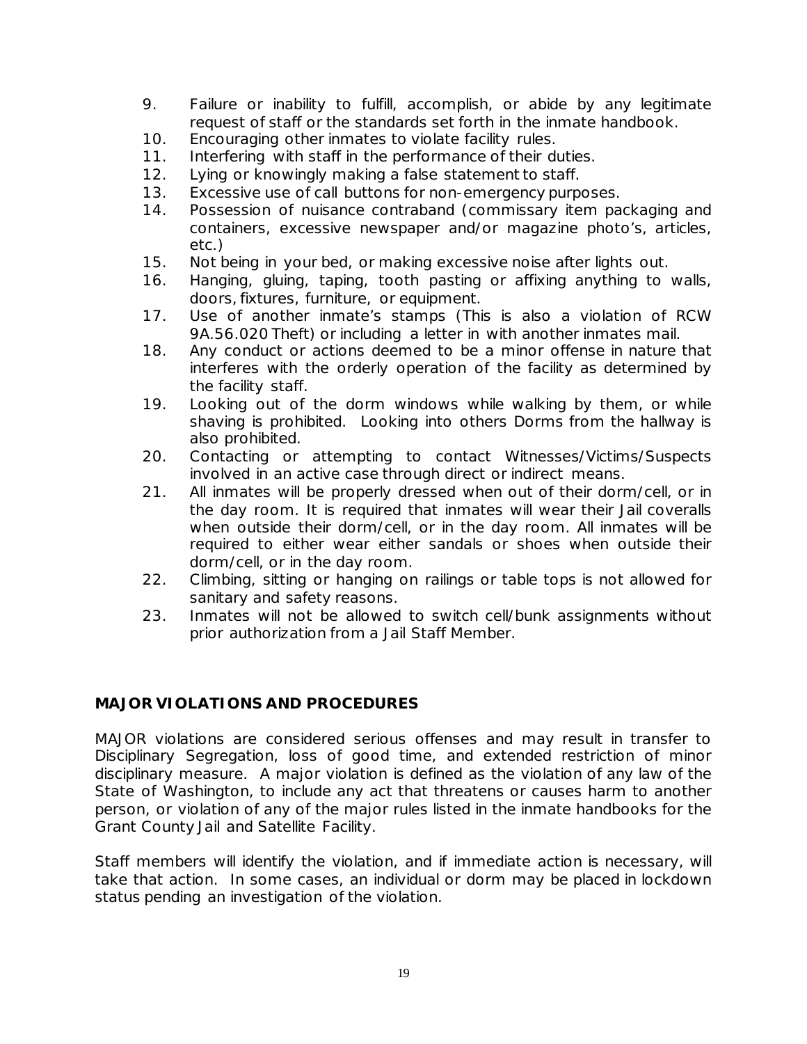9. Failure or inability to fulfill, accomplish, or abide by any legitimate request of staff or the standards set forth in the inmate handbook.
10. Encouraging other inmates to violate facility rules.
11. Interfering with staff in the performance of their duties.
12. Lying or knowingly making a false statement to staff.
13. Excessive use of call buttons for non-emergency purposes.
14. Possession of nuisance contraband (commissary item packaging and containers, excessive newspaper and/or magazine photo's, articles, etc.)
15. Not being in your bed, or making excessive noise after lights out.
16. Hanging, gluing, taping, tooth pasting or affixing anything to walls, doors, fixtures, furniture, or equipment.
17. Use of another inmate's stamps (This is also a violation of RCW 9A.56.020 Theft) or including a letter in with another inmates mail.
18. Any conduct or actions deemed to be a minor offense in nature that interferes with the orderly operation of the facility as determined by the facility staff.
19. Looking out of the dorm windows while walking by them, or while shaving is prohibited. Looking into others Dorms from the hallway is also prohibited.
20. Contacting or attempting to contact Witnesses/Victims/Suspects involved in an active case through direct or indirect means.
21. All inmates will be properly dressed when out of their dorm/cell, or in the day room. It is required that inmates will wear their Jail coveralls when outside their dorm/cell, or in the day room. All inmates will be required to either wear either sandals or shoes when outside their dorm/cell, or in the day room.
22. Climbing, sitting or hanging on railings or table tops is not allowed for sanitary and safety reasons.
23. Inmates will not be allowed to switch cell/bunk assignments without prior authorization from a Jail Staff Member.

**MAJOR VIOLATIONS AND PROCEDURES**

MAJOR violations are considered serious offenses and may result in transfer to Disciplinary Segregation, loss of good time, and extended restriction of minor disciplinary measure. A major violation is defined as the violation of any law of the State of Washington, to include any act that threatens or causes harm to another person, or violation of any of the major rules listed in the inmate handbooks for the Grant County Jail and Satellite Facility.

Staff members will identify the violation, and if immediate action is necessary, will take that action. In some cases, an individual or dorm may be placed in lockdown status pending an investigation of the violation.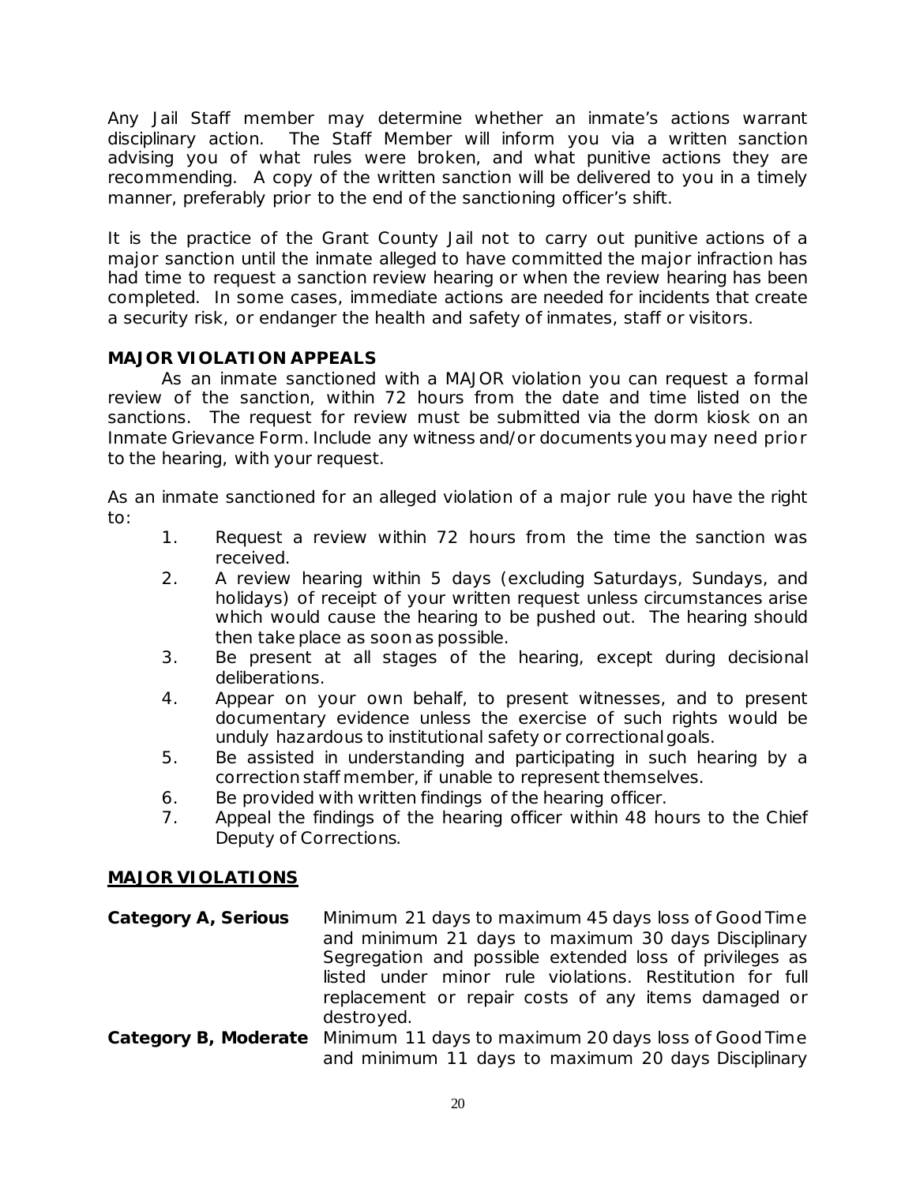Any Jail Staff member may determine whether an inmate's actions warrant disciplinary action. The Staff Member will inform you via a written sanction advising you of what rules were broken, and what punitive actions they are recommending. A copy of the written sanction will be delivered to you in a timely manner, preferably prior to the end of the sanctioning officer's shift.

It is the practice of the Grant County Jail not to carry out punitive actions of a major sanction until the inmate alleged to have committed the major infraction has had time to request a sanction review hearing or when the review hearing has been completed. In some cases, immediate actions are needed for incidents that create a security risk, or endanger the health and safety of inmates, staff or visitors.

**MAJOR VIOLATION APPEALS**

As an inmate sanctioned with a MAJOR violation you can request a formal review of the sanction, within 72 hours from the date and time listed on the sanctions. The request for review must be submitted via the dorm kiosk on an Inmate Grievance Form. Include any witness and/or documents you may need prior to the hearing, with your request.

As an inmate sanctioned for an alleged violation of a major rule you have the right to:

1. Request a review within 72 hours from the time the sanction was received.
2. A review hearing within 5 days (excluding Saturdays, Sundays, and holidays) of receipt of your written request unless circumstances arise which would cause the hearing to be pushed out. The hearing should then take place as soon as possible.
3. Be present at all stages of the hearing, except during decisional deliberations.
4. Appear on your own behalf, to present witnesses, and to present documentary evidence unless the exercise of such rights would be unduly hazardous to institutional safety or correctional goals.
5. Be assisted in understanding and participating in such hearing by a correction staff member, if unable to represent themselves.
6. Be provided with written findings of the hearing officer.
7. Appeal the findings of the hearing officer within 48 hours to the Chief Deputy of Corrections.

**MAJOR VIOLATIONS**

**Category A, Serious** Minimum 21 days to maximum 45 days loss of Good Time and minimum 21 days to maximum 30 days Disciplinary Segregation and possible extended loss of privileges as listed under minor rule violations. Restitution for full replacement or repair costs of any items damaged or destroyed.

**Category B, Moderate** Minimum 11 days to maximum 20 days loss of Good Time and minimum 11 days to maximum 20 days Disciplinary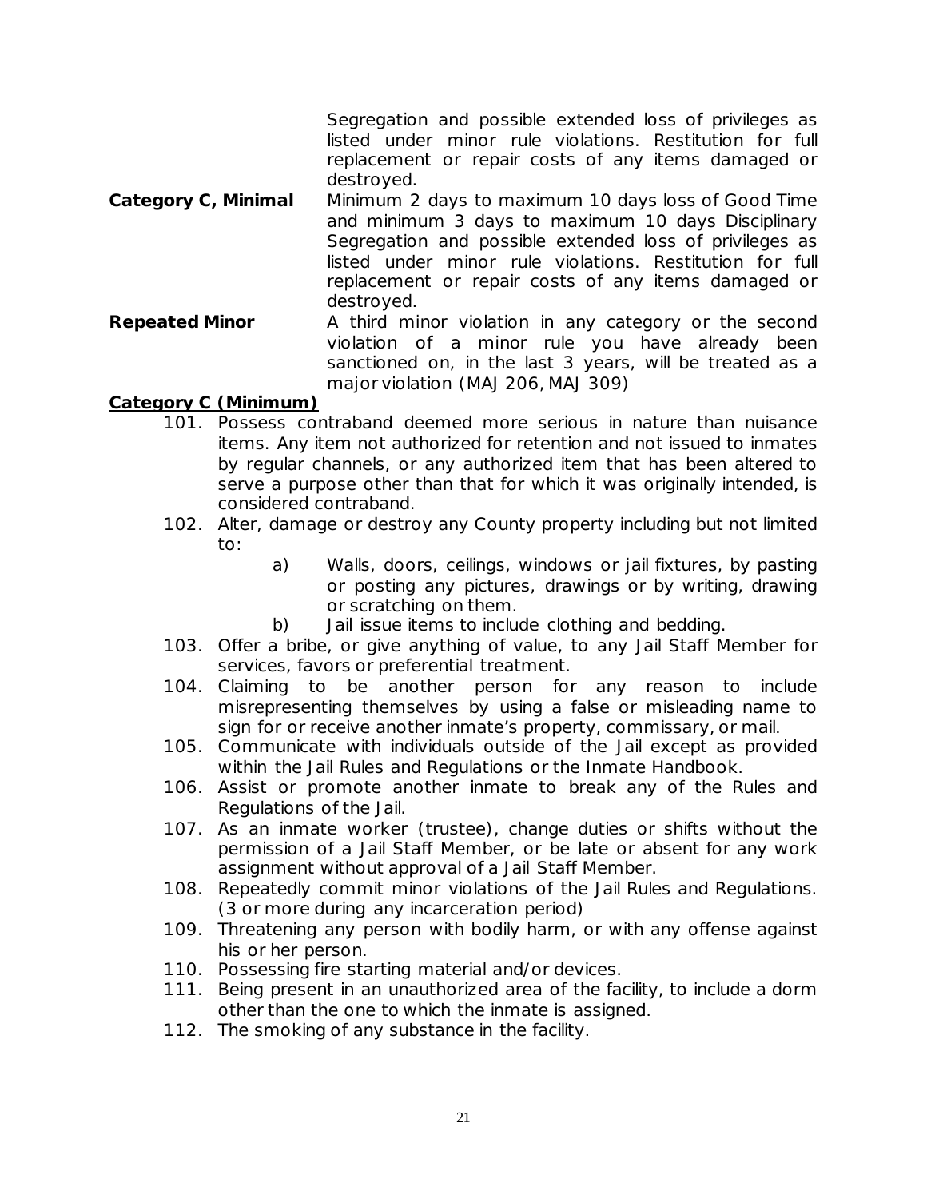Segregation and possible extended loss of privileges as listed under minor rule violations. Restitution for full replacement or repair costs of any items damaged or destroyed.

**Category C, Minimal** Minimum 2 days to maximum 10 days loss of Good Time and minimum 3 days to maximum 10 days Disciplinary Segregation and possible extended loss of privileges as listed under minor rule violations. Restitution for full replacement or repair costs of any items damaged or destroyed.

**Repeated Minor** A third minor violation in any category or the second violation of a minor rule you have already been sanctioned on, in the last 3 years, will be treated as a major violation (MAJ 206, MAJ 309)

**Category C (Minimum)**

101. Possess contraband deemed more serious in nature than nuisance items. Any item not authorized for retention and not issued to inmates by regular channels, or any authorized item that has been altered to serve a purpose other than that for which it was originally intended, is considered contraband.
102. Alter, damage or destroy any County property including but not limited to:
    - a) Walls, doors, ceilings, windows or jail fixtures, by pasting or posting any pictures, drawings or by writing, drawing or scratching on them.
    - b) Jail issue items to include clothing and bedding.
103. Offer a bribe, or give anything of value, to any Jail Staff Member for services, favors or preferential treatment.
104. Claiming to be another person for any reason to include misrepresenting themselves by using a false or misleading name to sign for or receive another inmate's property, commissary, or mail.
105. Communicate with individuals outside of the Jail except as provided within the Jail Rules and Regulations or the Inmate Handbook.
106. Assist or promote another inmate to break any of the Rules and Regulations of the Jail.
107. As an inmate worker (trustee), change duties or shifts without the permission of a Jail Staff Member, or be late or absent for any work assignment without approval of a Jail Staff Member.
108. Repeatedly commit minor violations of the Jail Rules and Regulations. (3 or more during any incarceration period)
109. Threatening any person with bodily harm, or with any offense against his or her person.
110. Possessing fire starting material and/or devices.
111. Being present in an unauthorized area of the facility, to include a dorm other than the one to which the inmate is assigned.
112. The smoking of any substance in the facility.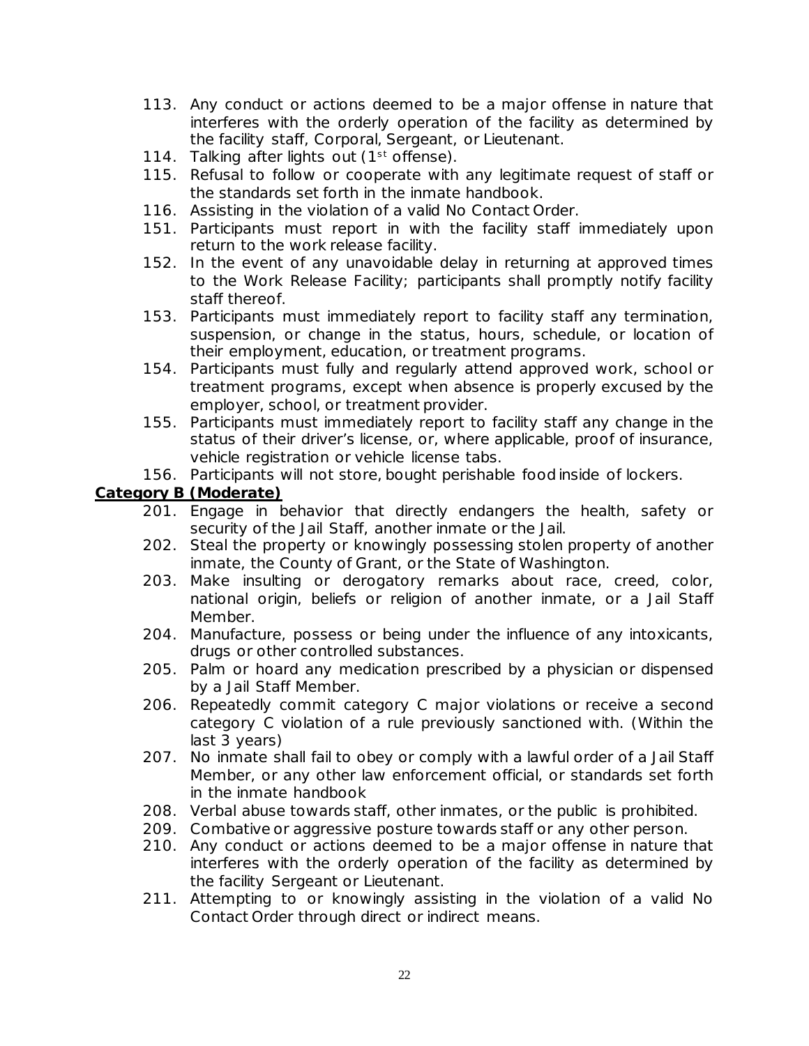113. Any conduct or actions deemed to be a major offense in nature that interferes with the orderly operation of the facility as determined by the facility staff, Corporal, Sergeant, or Lieutenant.
114. Talking after lights out (1st offense).
115. Refusal to follow or cooperate with any legitimate request of staff or the standards set forth in the inmate handbook.
116. Assisting in the violation of a valid No Contact Order.
151. Participants must report in with the facility staff immediately upon return to the work release facility.
152. In the event of any unavoidable delay in returning at approved times to the Work Release Facility; participants shall promptly notify facility staff thereof.
153. Participants must immediately report to facility staff any termination, suspension, or change in the status, hours, schedule, or location of their employment, education, or treatment programs.
154. Participants must fully and regularly attend approved work, school or treatment programs, except when absence is properly excused by the employer, school, or treatment provider.
155. Participants must immediately report to facility staff any change in the status of their driver's license, or, where applicable, proof of insurance, vehicle registration or vehicle license tabs.
156. Participants will not store, bought perishable food inside of lockers.

**Category B (Moderate)**

201. Engage in behavior that directly endangers the health, safety or security of the Jail Staff, another inmate or the Jail.
202. Steal the property or knowingly possessing stolen property of another inmate, the County of Grant, or the State of Washington.
203. Make insulting or derogatory remarks about race, creed, color, national origin, beliefs or religion of another inmate, or a Jail Staff Member.
204. Manufacture, possess or being under the influence of any intoxicants, drugs or other controlled substances.
205. Palm or hoard any medication prescribed by a physician or dispensed by a Jail Staff Member.
206. Repeatedly commit category C major violations or receive a second category C violation of a rule previously sanctioned with. (Within the last 3 years)
207. No inmate shall fail to obey or comply with a lawful order of a Jail Staff Member, or any other law enforcement official, or standards set forth in the inmate handbook
208. Verbal abuse towards staff, other inmates, or the public is prohibited.
209. Combative or aggressive posture towards staff or any other person.
210. Any conduct or actions deemed to be a major offense in nature that interferes with the orderly operation of the facility as determined by the facility Sergeant or Lieutenant.
211. Attempting to or knowingly assisting in the violation of a valid No Contact Order through direct or indirect means.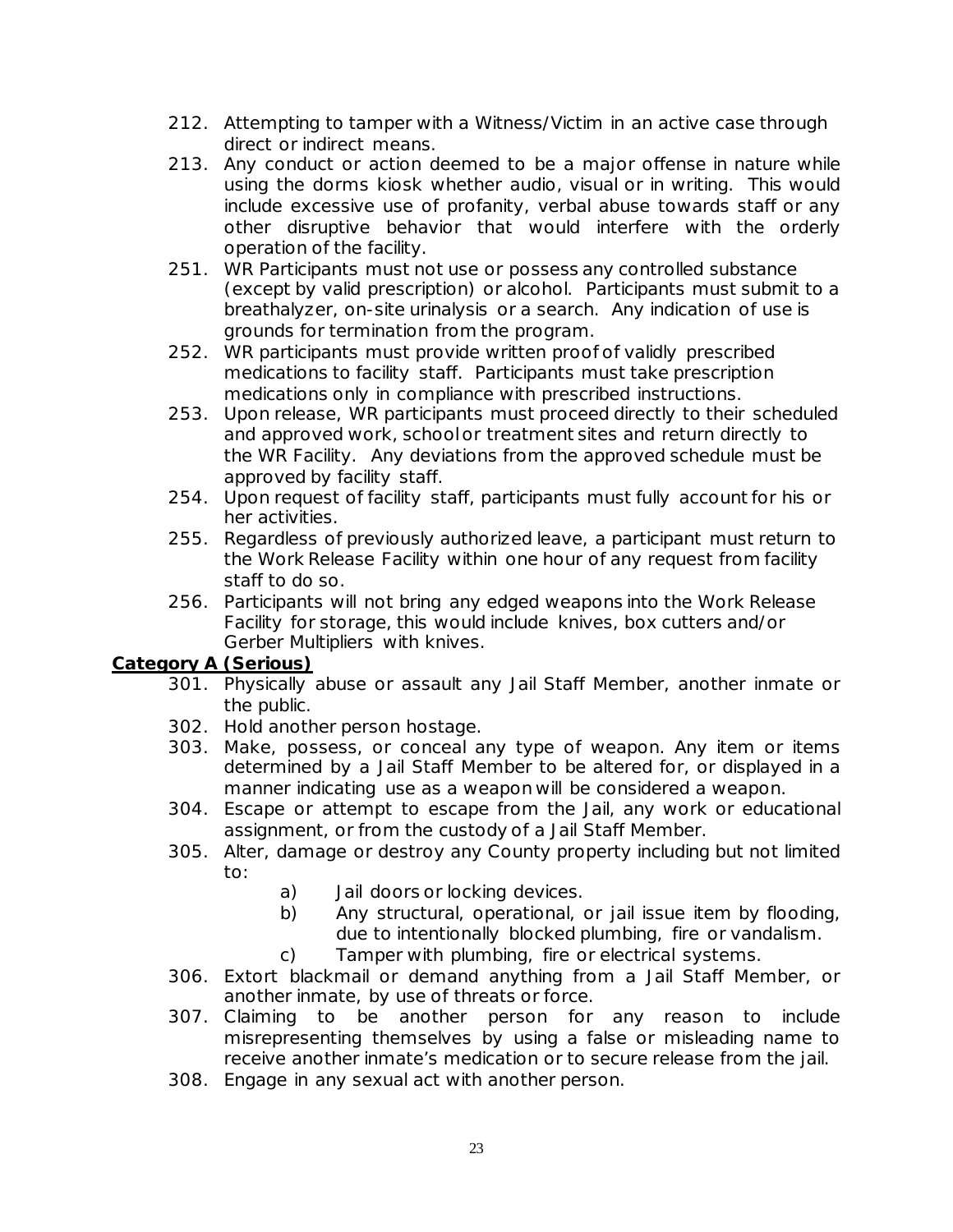212. Attempting to tamper with a Witness/Victim in an active case through direct or indirect means.
213. Any conduct or action deemed to be a major offense in nature while using the dorms kiosk whether audio, visual or in writing. This would include excessive use of profanity, verbal abuse towards staff or any other disruptive behavior that would interfere with the orderly operation of the facility.
251. WR Participants must not use or possess any controlled substance (except by valid prescription) or alcohol. Participants must submit to a breathalyzer, on-site urinalysis or a search. Any indication of use is grounds for termination from the program.
252. WR participants must provide written proof of validly prescribed medications to facility staff. Participants must take prescription medications only in compliance with prescribed instructions.
253. Upon release, WR participants must proceed directly to their scheduled and approved work, school or treatment sites and return directly to the WR Facility. Any deviations from the approved schedule must be approved by facility staff.
254. Upon request of facility staff, participants must fully account for his or her activities.
255. Regardless of previously authorized leave, a participant must return to the Work Release Facility within one hour of any request from facility staff to do so.
256. Participants will not bring any edged weapons into the Work Release Facility for storage, this would include knives, box cutters and/or Gerber Multipliers with knives.

**Category A (Serious)**

301. Physically abuse or assault any Jail Staff Member, another inmate or the public.
302. Hold another person hostage.
303. Make, possess, or conceal any type of weapon. Any item or items determined by a Jail Staff Member to be altered for, or displayed in a manner indicating use as a weapon will be considered a weapon.
304. Escape or attempt to escape from the Jail, any work or educational assignment, or from the custody of a Jail Staff Member.
305. Alter, damage or destroy any County property including but not limited to:
    - a) Jail doors or locking devices.
    - b) Any structural, operational, or jail issue item by flooding, due to intentionally blocked plumbing, fire or vandalism.
    - c) Tamper with plumbing, fire or electrical systems.
306. Extort blackmail or demand anything from a Jail Staff Member, or another inmate, by use of threats or force.
307. Claiming to be another person for any reason to include misrepresenting themselves by using a false or misleading name to receive another inmate's medication or to secure release from the jail.
308. Engage in any sexual act with another person.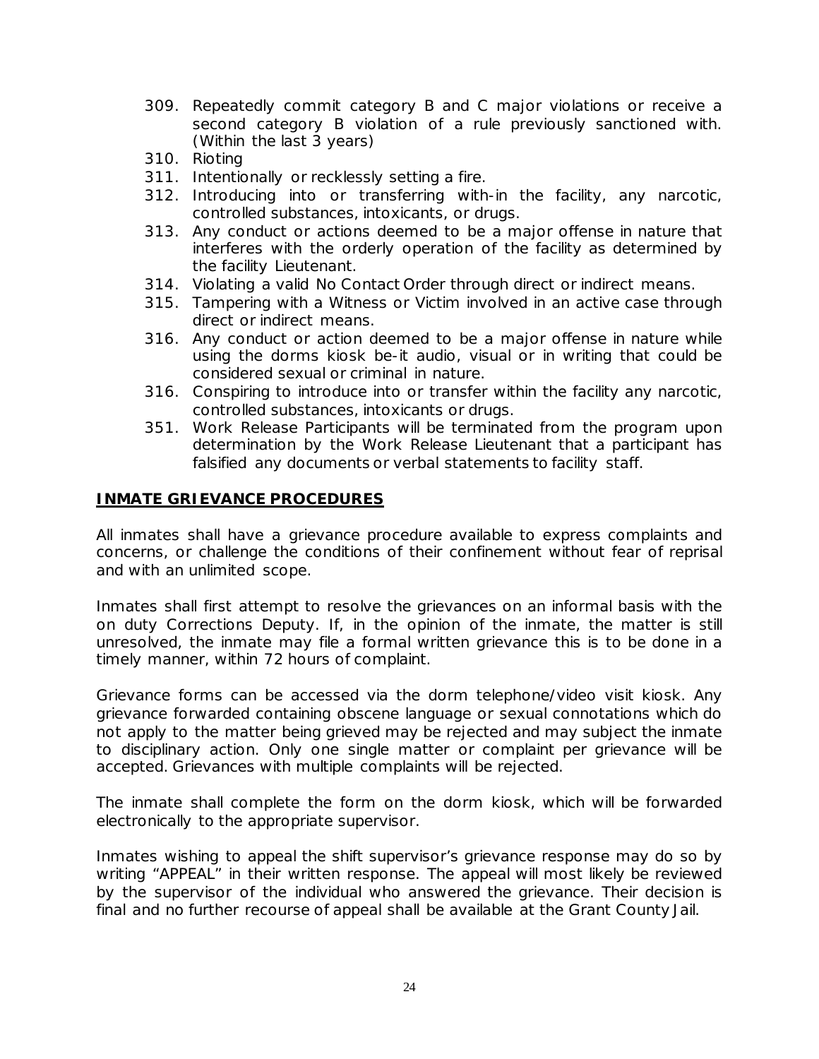309. Repeatedly commit category B and C major violations or receive a second category B violation of a rule previously sanctioned with. (Within the last 3 years)
310. Rioting
311. Intentionally or recklessly setting a fire.
312. Introducing into or transferring with-in the facility, any narcotic, controlled substances, intoxicants, or drugs.
313. Any conduct or actions deemed to be a major offense in nature that interferes with the orderly operation of the facility as determined by the facility Lieutenant.
314. Violating a valid No Contact Order through direct or indirect means.
315. Tampering with a Witness or Victim involved in an active case through direct or indirect means.
316. Any conduct or action deemed to be a major offense in nature while using the dorms kiosk be-it audio, visual or in writing that could be considered sexual or criminal in nature.
316. Conspiring to introduce into or transfer within the facility any narcotic, controlled substances, intoxicants or drugs.
351. Work Release Participants will be terminated from the program upon determination by the Work Release Lieutenant that a participant has falsified any documents or verbal statements to facility staff.

## INMATE GRIEVANCE PROCEDURES

All inmates shall have a grievance procedure available to express complaints and concerns, or challenge the conditions of their confinement without fear of reprisal and with an unlimited scope.

Inmates shall first attempt to resolve the grievances on an informal basis with the on duty Corrections Deputy. If, in the opinion of the inmate, the matter is still unresolved, the inmate may file a formal written grievance this is to be done in a timely manner, within 72 hours of complaint.

Grievance forms can be accessed via the dorm telephone/video visit kiosk. Any grievance forwarded containing obscene language or sexual connotations which do not apply to the matter being grieved may be rejected and may subject the inmate to disciplinary action. Only one single matter or complaint per grievance will be accepted. Grievances with multiple complaints will be rejected.

The inmate shall complete the form on the dorm kiosk, which will be forwarded electronically to the appropriate supervisor.

Inmates wishing to appeal the shift supervisor's grievance response may do so by writing "APPEAL" in their written response. The appeal will most likely be reviewed by the supervisor of the individual who answered the grievance. Their decision is final and no further recourse of appeal shall be available at the Grant County Jail.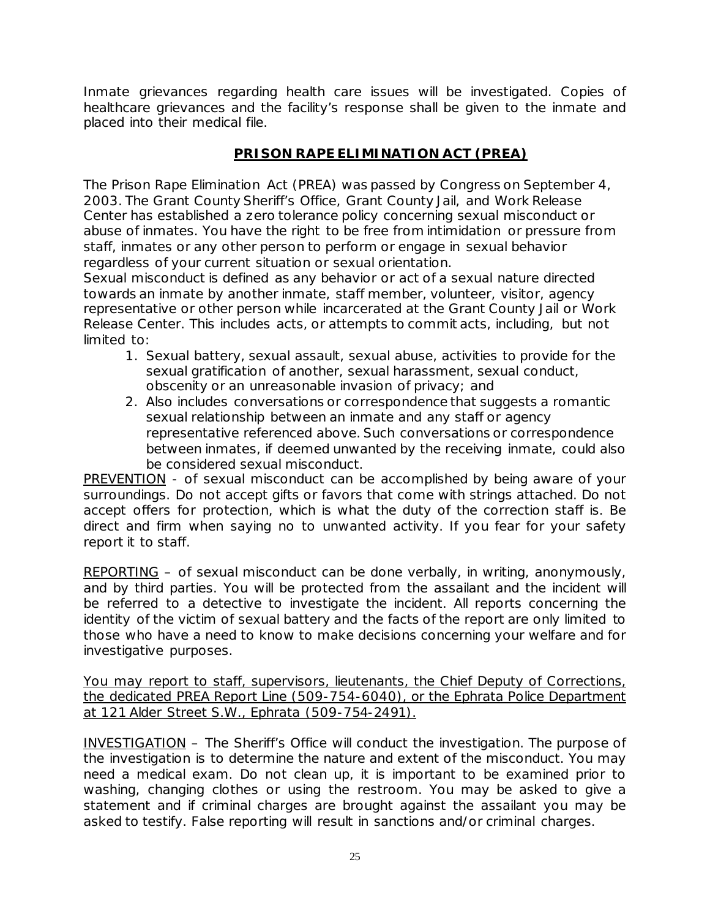Inmate grievances regarding health care issues will be investigated. Copies of healthcare grievances and the facility's response shall be given to the inmate and placed into their medical file.

## PRISON RAPE ELIMINATION ACT (PREA)

The Prison Rape Elimination Act (PREA) was passed by Congress on September 4, 2003. The Grant County Sheriff's Office, Grant County Jail, and Work Release Center has established a zero tolerance policy concerning sexual misconduct or abuse of inmates. You have the right to be free from intimidation or pressure from staff, inmates or any other person to perform or engage in sexual behavior regardless of your current situation or sexual orientation.
Sexual misconduct is defined as any behavior or act of a sexual nature directed towards an inmate by another inmate, staff member, volunteer, visitor, agency representative or other person while incarcerated at the Grant County Jail or Work Release Center. This includes acts, or attempts to commit acts, including, but not limited to:

1. Sexual battery, sexual assault, sexual abuse, activities to provide for the sexual gratification of another, sexual harassment, sexual conduct, obscenity or an unreasonable invasion of privacy; and
2. Also includes conversations or correspondence that suggests a romantic sexual relationship between an inmate and any staff or agency representative referenced above. Such conversations or correspondence between inmates, if deemed unwanted by the receiving inmate, could also be considered sexual misconduct.

PREVENTION - of sexual misconduct can be accomplished by being aware of your surroundings. Do not accept gifts or favors that come with strings attached. Do not accept offers for protection, which is what the duty of the correction staff is. Be direct and firm when saying no to unwanted activity. If you fear for your safety report it to staff.

REPORTING – of sexual misconduct can be done verbally, in writing, anonymously, and by third parties. You will be protected from the assailant and the incident will be referred to a detective to investigate the incident. All reports concerning the identity of the victim of sexual battery and the facts of the report are only limited to those who have a need to know to make decisions concerning your welfare and for investigative purposes.

You may report to staff, supervisors, lieutenants, the Chief Deputy of Corrections, the dedicated PREA Report Line (509-754-6040), or the Ephrata Police Department at 121 Alder Street S.W., Ephrata (509-754-2491).

INVESTIGATION – The Sheriff's Office will conduct the investigation. The purpose of the investigation is to determine the nature and extent of the misconduct. You may need a medical exam. Do not clean up, it is important to be examined prior to washing, changing clothes or using the restroom. You may be asked to give a statement and if criminal charges are brought against the assailant you may be asked to testify. False reporting will result in sanctions and/or criminal charges.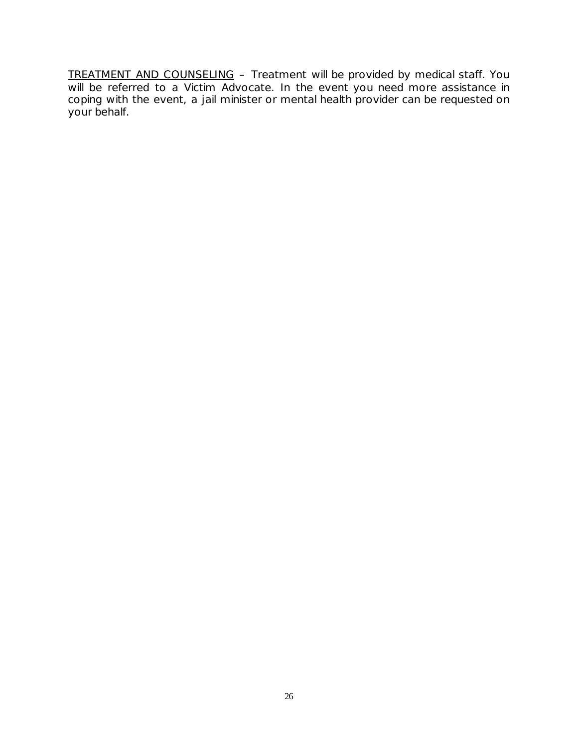<u>TREATMENT AND COUNSELING</u> – Treatment will be provided by medical staff. You will be referred to a Victim Advocate. In the event you need more assistance in coping with the event, a jail minister or mental health provider can be requested on your behalf.